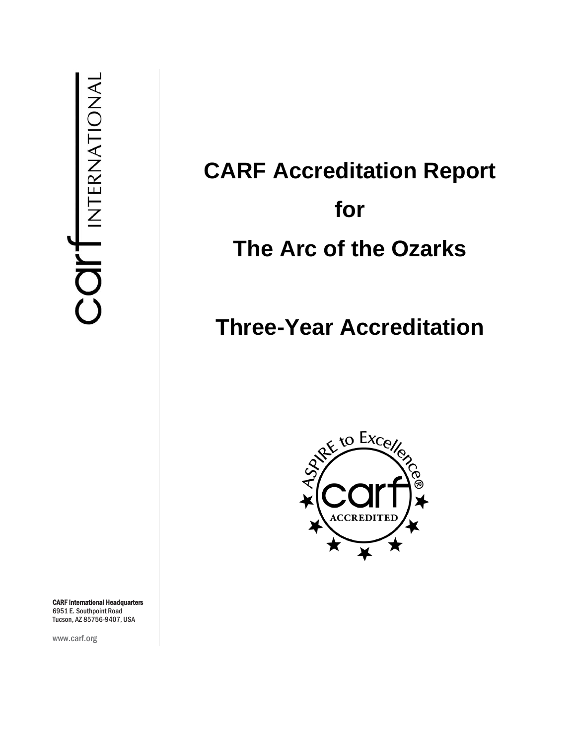# CARF Accreditation Report

# for

# The Arc of the Ozarks

## Three-Year Accreditation

**CARF International Headquarters**
6951 E. Southpoint Road
Tucson, AZ 85756-9407, USA

www.carf.org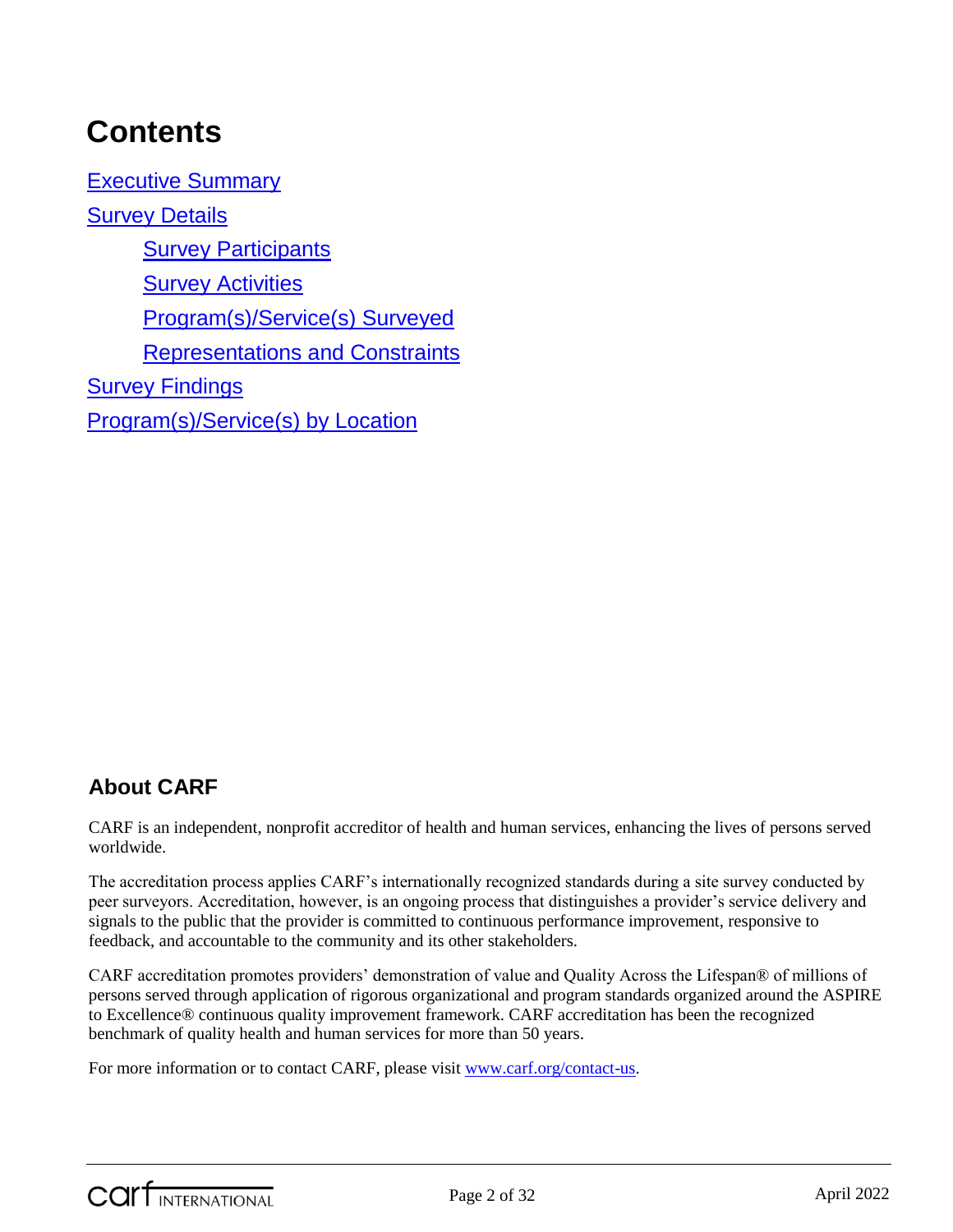# Contents

[Executive Summary](#)

[Survey Details](#)

- [Survey Participants](#)
- [Survey Activities](#)
- [Program(s)/Service(s) Surveyed](#)
- [Representations and Constraints](#)

[Survey Findings](#)

[Program(s)/Service(s) by Location](#)

## About CARF

CARF is an independent, nonprofit accreditor of health and human services, enhancing the lives of persons served worldwide.

The accreditation process applies CARF's internationally recognized standards during a site survey conducted by peer surveyors. Accreditation, however, is an ongoing process that distinguishes a provider's service delivery and signals to the public that the provider is committed to continuous performance improvement, responsive to feedback, and accountable to the community and its other stakeholders.

CARF accreditation promotes providers' demonstration of value and Quality Across the Lifespan® of millions of persons served through application of rigorous organizational and program standards organized around the ASPIRE to Excellence® continuous quality improvement framework. CARF accreditation has been the recognized benchmark of quality health and human services for more than 50 years.

For more information or to contact CARF, please visit [www.carf.org/contact-us](http://www.carf.org/contact-us).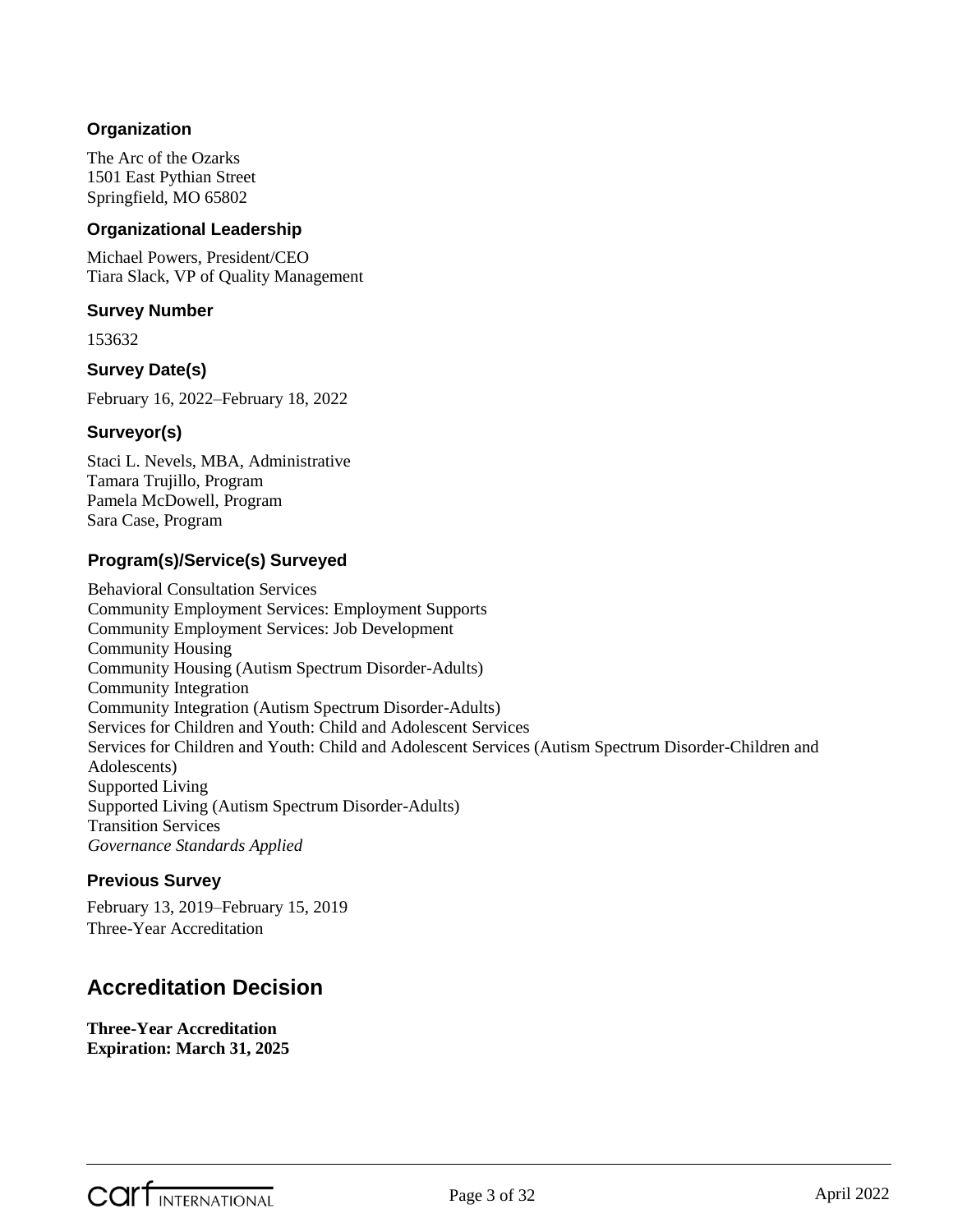### Organization

The Arc of the Ozarks
1501 East Pythian Street
Springfield, MO 65802

### Organizational Leadership

Michael Powers, President/CEO
Tiara Slack, VP of Quality Management

### Survey Number

153632

### Survey Date(s)

February 16, 2022–February 18, 2022

### Surveyor(s)

Staci L. Nevels, MBA, Administrative
Tamara Trujillo, Program
Pamela McDowell, Program
Sara Case, Program

### Program(s)/Service(s) Surveyed

Behavioral Consultation Services
Community Employment Services: Employment Supports
Community Employment Services: Job Development
Community Housing
Community Housing (Autism Spectrum Disorder-Adults)
Community Integration
Community Integration (Autism Spectrum Disorder-Adults)
Services for Children and Youth: Child and Adolescent Services
Services for Children and Youth: Child and Adolescent Services (Autism Spectrum Disorder-Children and Adolescents)
Supported Living
Supported Living (Autism Spectrum Disorder-Adults)
Transition Services
*Governance Standards Applied*

### Previous Survey

February 13, 2019–February 15, 2019
Three-Year Accreditation

## Accreditation Decision

**Three-Year Accreditation**
**Expiration: March 31, 2025**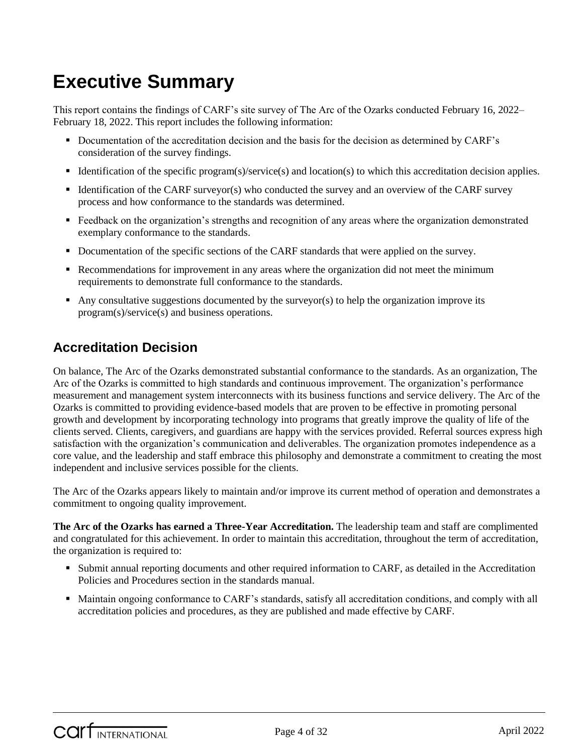# Executive Summary

This report contains the findings of CARF's site survey of The Arc of the Ozarks conducted February 16, 2022–February 18, 2022. This report includes the following information:

- Documentation of the accreditation decision and the basis for the decision as determined by CARF's consideration of the survey findings.
- Identification of the specific program(s)/service(s) and location(s) to which this accreditation decision applies.
- Identification of the CARF surveyor(s) who conducted the survey and an overview of the CARF survey process and how conformance to the standards was determined.
- Feedback on the organization's strengths and recognition of any areas where the organization demonstrated exemplary conformance to the standards.
- Documentation of the specific sections of the CARF standards that were applied on the survey.
- Recommendations for improvement in any areas where the organization did not meet the minimum requirements to demonstrate full conformance to the standards.
- Any consultative suggestions documented by the surveyor(s) to help the organization improve its program(s)/service(s) and business operations.

## Accreditation Decision

On balance, The Arc of the Ozarks demonstrated substantial conformance to the standards. As an organization, The Arc of the Ozarks is committed to high standards and continuous improvement. The organization's performance measurement and management system interconnects with its business functions and service delivery. The Arc of the Ozarks is committed to providing evidence-based models that are proven to be effective in promoting personal growth and development by incorporating technology into programs that greatly improve the quality of life of the clients served. Clients, caregivers, and guardians are happy with the services provided. Referral sources express high satisfaction with the organization's communication and deliverables. The organization promotes independence as a core value, and the leadership and staff embrace this philosophy and demonstrate a commitment to creating the most independent and inclusive services possible for the clients.

The Arc of the Ozarks appears likely to maintain and/or improve its current method of operation and demonstrates a commitment to ongoing quality improvement.

**The Arc of the Ozarks has earned a Three-Year Accreditation.** The leadership team and staff are complimented and congratulated for this achievement. In order to maintain this accreditation, throughout the term of accreditation, the organization is required to:

- Submit annual reporting documents and other required information to CARF, as detailed in the Accreditation Policies and Procedures section in the standards manual.
- Maintain ongoing conformance to CARF's standards, satisfy all accreditation conditions, and comply with all accreditation policies and procedures, as they are published and made effective by CARF.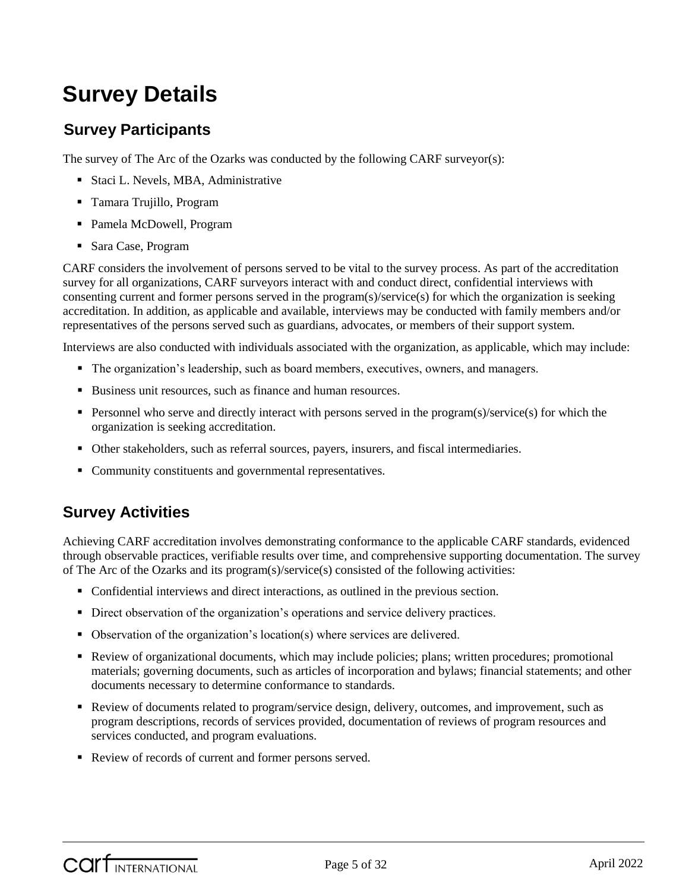# Survey Details

## Survey Participants

The survey of The Arc of the Ozarks was conducted by the following CARF surveyor(s):

- Staci L. Nevels, MBA, Administrative
- Tamara Trujillo, Program
- Pamela McDowell, Program
- Sara Case, Program

CARF considers the involvement of persons served to be vital to the survey process. As part of the accreditation survey for all organizations, CARF surveyors interact with and conduct direct, confidential interviews with consenting current and former persons served in the program(s)/service(s) for which the organization is seeking accreditation. In addition, as applicable and available, interviews may be conducted with family members and/or representatives of the persons served such as guardians, advocates, or members of their support system.

Interviews are also conducted with individuals associated with the organization, as applicable, which may include:

- The organization's leadership, such as board members, executives, owners, and managers.
- Business unit resources, such as finance and human resources.
- Personnel who serve and directly interact with persons served in the program(s)/service(s) for which the organization is seeking accreditation.
- Other stakeholders, such as referral sources, payers, insurers, and fiscal intermediaries.
- Community constituents and governmental representatives.

## Survey Activities

Achieving CARF accreditation involves demonstrating conformance to the applicable CARF standards, evidenced through observable practices, verifiable results over time, and comprehensive supporting documentation. The survey of The Arc of the Ozarks and its program(s)/service(s) consisted of the following activities:

- Confidential interviews and direct interactions, as outlined in the previous section.
- Direct observation of the organization's operations and service delivery practices.
- Observation of the organization's location(s) where services are delivered.
- Review of organizational documents, which may include policies; plans; written procedures; promotional materials; governing documents, such as articles of incorporation and bylaws; financial statements; and other documents necessary to determine conformance to standards.
- Review of documents related to program/service design, delivery, outcomes, and improvement, such as program descriptions, records of services provided, documentation of reviews of program resources and services conducted, and program evaluations.
- Review of records of current and former persons served.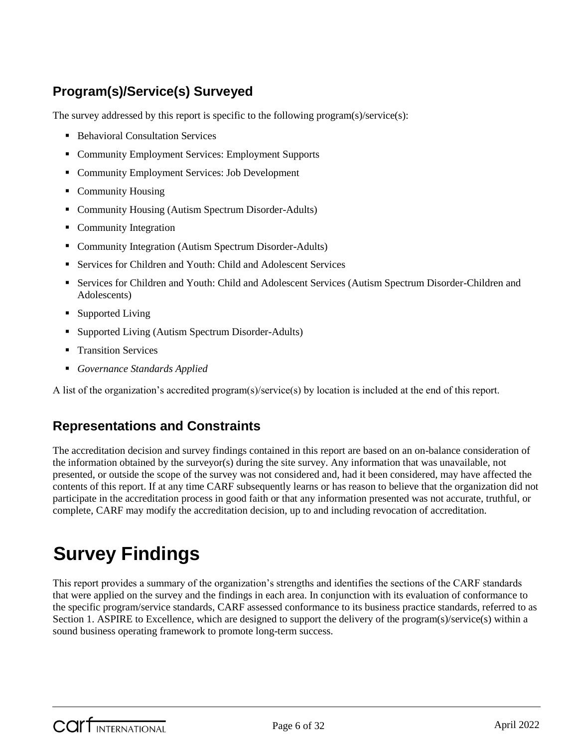## Program(s)/Service(s) Surveyed

The survey addressed by this report is specific to the following program(s)/service(s):

- Behavioral Consultation Services
- Community Employment Services: Employment Supports
- Community Employment Services: Job Development
- Community Housing
- Community Housing (Autism Spectrum Disorder-Adults)
- Community Integration
- Community Integration (Autism Spectrum Disorder-Adults)
- Services for Children and Youth: Child and Adolescent Services
- Services for Children and Youth: Child and Adolescent Services (Autism Spectrum Disorder-Children and Adolescents)
- Supported Living
- Supported Living (Autism Spectrum Disorder-Adults)
- Transition Services
- *Governance Standards Applied*

A list of the organization's accredited program(s)/service(s) by location is included at the end of this report.

## Representations and Constraints

The accreditation decision and survey findings contained in this report are based on an on-balance consideration of the information obtained by the surveyor(s) during the site survey. Any information that was unavailable, not presented, or outside the scope of the survey was not considered and, had it been considered, may have affected the contents of this report. If at any time CARF subsequently learns or has reason to believe that the organization did not participate in the accreditation process in good faith or that any information presented was not accurate, truthful, or complete, CARF may modify the accreditation decision, up to and including revocation of accreditation.

# Survey Findings

This report provides a summary of the organization's strengths and identifies the sections of the CARF standards that were applied on the survey and the findings in each area. In conjunction with its evaluation of conformance to the specific program/service standards, CARF assessed conformance to its business practice standards, referred to as Section 1. ASPIRE to Excellence, which are designed to support the delivery of the program(s)/service(s) within a sound business operating framework to promote long-term success.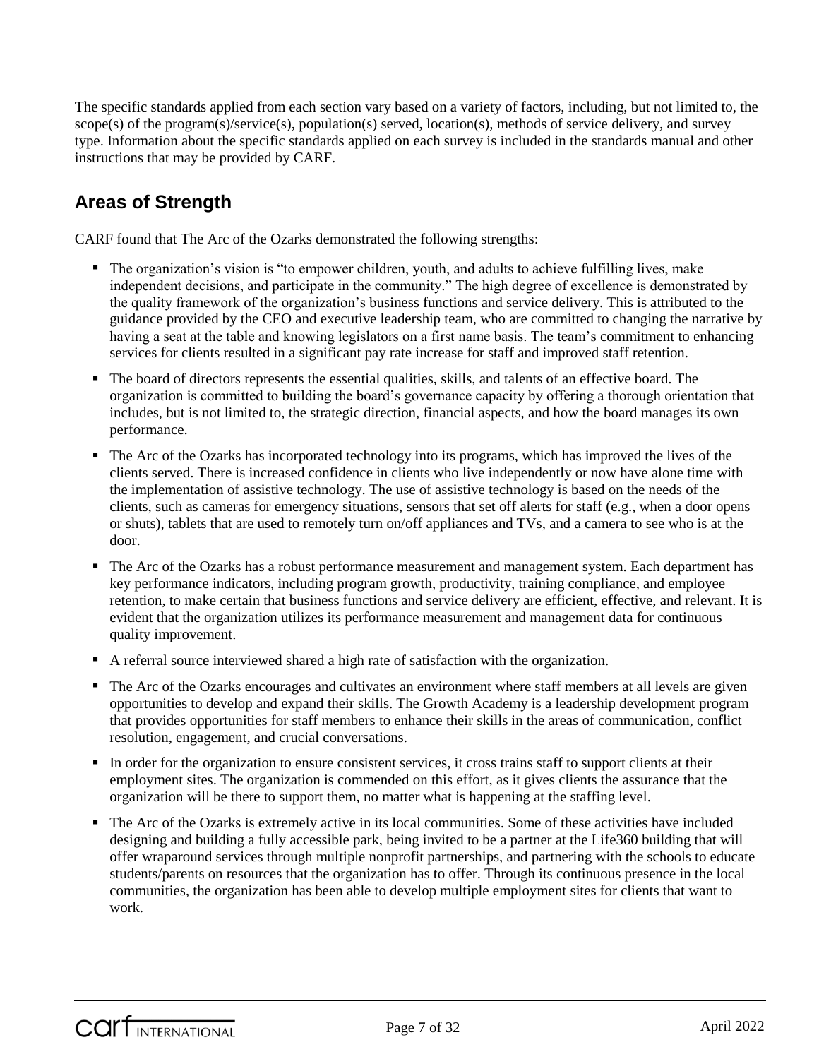The specific standards applied from each section vary based on a variety of factors, including, but not limited to, the scope(s) of the program(s)/service(s), population(s) served, location(s), methods of service delivery, and survey type. Information about the specific standards applied on each survey is included in the standards manual and other instructions that may be provided by CARF.

## Areas of Strength

CARF found that The Arc of the Ozarks demonstrated the following strengths:

- The organization's vision is "to empower children, youth, and adults to achieve fulfilling lives, make independent decisions, and participate in the community." The high degree of excellence is demonstrated by the quality framework of the organization's business functions and service delivery. This is attributed to the guidance provided by the CEO and executive leadership team, who are committed to changing the narrative by having a seat at the table and knowing legislators on a first name basis. The team's commitment to enhancing services for clients resulted in a significant pay rate increase for staff and improved staff retention.
- The board of directors represents the essential qualities, skills, and talents of an effective board. The organization is committed to building the board's governance capacity by offering a thorough orientation that includes, but is not limited to, the strategic direction, financial aspects, and how the board manages its own performance.
- The Arc of the Ozarks has incorporated technology into its programs, which has improved the lives of the clients served. There is increased confidence in clients who live independently or now have alone time with the implementation of assistive technology. The use of assistive technology is based on the needs of the clients, such as cameras for emergency situations, sensors that set off alerts for staff (e.g., when a door opens or shuts), tablets that are used to remotely turn on/off appliances and TVs, and a camera to see who is at the door.
- The Arc of the Ozarks has a robust performance measurement and management system. Each department has key performance indicators, including program growth, productivity, training compliance, and employee retention, to make certain that business functions and service delivery are efficient, effective, and relevant. It is evident that the organization utilizes its performance measurement and management data for continuous quality improvement.
- A referral source interviewed shared a high rate of satisfaction with the organization.
- The Arc of the Ozarks encourages and cultivates an environment where staff members at all levels are given opportunities to develop and expand their skills. The Growth Academy is a leadership development program that provides opportunities for staff members to enhance their skills in the areas of communication, conflict resolution, engagement, and crucial conversations.
- In order for the organization to ensure consistent services, it cross trains staff to support clients at their employment sites. The organization is commended on this effort, as it gives clients the assurance that the organization will be there to support them, no matter what is happening at the staffing level.
- The Arc of the Ozarks is extremely active in its local communities. Some of these activities have included designing and building a fully accessible park, being invited to be a partner at the Life360 building that will offer wraparound services through multiple nonprofit partnerships, and partnering with the schools to educate students/parents on resources that the organization has to offer. Through its continuous presence in the local communities, the organization has been able to develop multiple employment sites for clients that want to work.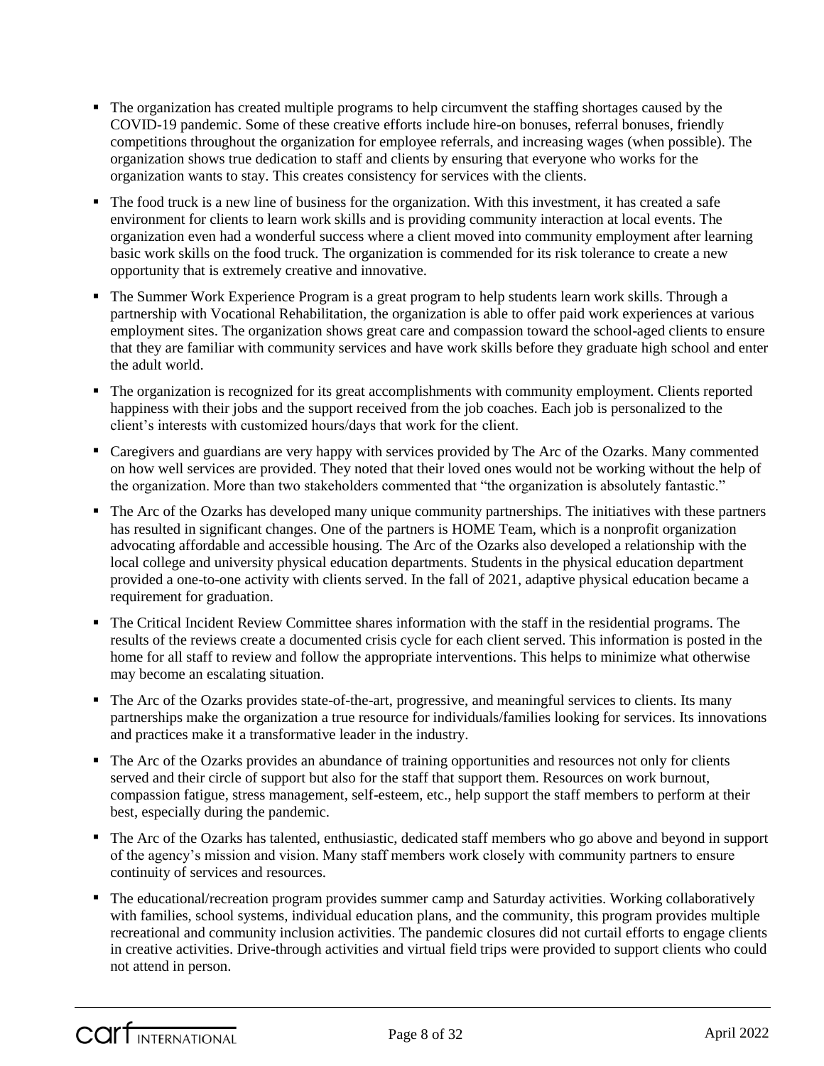- The organization has created multiple programs to help circumvent the staffing shortages caused by the COVID-19 pandemic. Some of these creative efforts include hire-on bonuses, referral bonuses, friendly competitions throughout the organization for employee referrals, and increasing wages (when possible). The organization shows true dedication to staff and clients by ensuring that everyone who works for the organization wants to stay. This creates consistency for services with the clients.
- The food truck is a new line of business for the organization. With this investment, it has created a safe environment for clients to learn work skills and is providing community interaction at local events. The organization even had a wonderful success where a client moved into community employment after learning basic work skills on the food truck. The organization is commended for its risk tolerance to create a new opportunity that is extremely creative and innovative.
- The Summer Work Experience Program is a great program to help students learn work skills. Through a partnership with Vocational Rehabilitation, the organization is able to offer paid work experiences at various employment sites. The organization shows great care and compassion toward the school-aged clients to ensure that they are familiar with community services and have work skills before they graduate high school and enter the adult world.
- The organization is recognized for its great accomplishments with community employment. Clients reported happiness with their jobs and the support received from the job coaches. Each job is personalized to the client's interests with customized hours/days that work for the client.
- Caregivers and guardians are very happy with services provided by The Arc of the Ozarks. Many commented on how well services are provided. They noted that their loved ones would not be working without the help of the organization. More than two stakeholders commented that "the organization is absolutely fantastic."
- The Arc of the Ozarks has developed many unique community partnerships. The initiatives with these partners has resulted in significant changes. One of the partners is HOME Team, which is a nonprofit organization advocating affordable and accessible housing. The Arc of the Ozarks also developed a relationship with the local college and university physical education departments. Students in the physical education department provided a one-to-one activity with clients served. In the fall of 2021, adaptive physical education became a requirement for graduation.
- The Critical Incident Review Committee shares information with the staff in the residential programs. The results of the reviews create a documented crisis cycle for each client served. This information is posted in the home for all staff to review and follow the appropriate interventions. This helps to minimize what otherwise may become an escalating situation.
- The Arc of the Ozarks provides state-of-the-art, progressive, and meaningful services to clients. Its many partnerships make the organization a true resource for individuals/families looking for services. Its innovations and practices make it a transformative leader in the industry.
- The Arc of the Ozarks provides an abundance of training opportunities and resources not only for clients served and their circle of support but also for the staff that support them. Resources on work burnout, compassion fatigue, stress management, self-esteem, etc., help support the staff members to perform at their best, especially during the pandemic.
- The Arc of the Ozarks has talented, enthusiastic, dedicated staff members who go above and beyond in support of the agency's mission and vision. Many staff members work closely with community partners to ensure continuity of services and resources.
- The educational/recreation program provides summer camp and Saturday activities. Working collaboratively with families, school systems, individual education plans, and the community, this program provides multiple recreational and community inclusion activities. The pandemic closures did not curtail efforts to engage clients in creative activities. Drive-through activities and virtual field trips were provided to support clients who could not attend in person.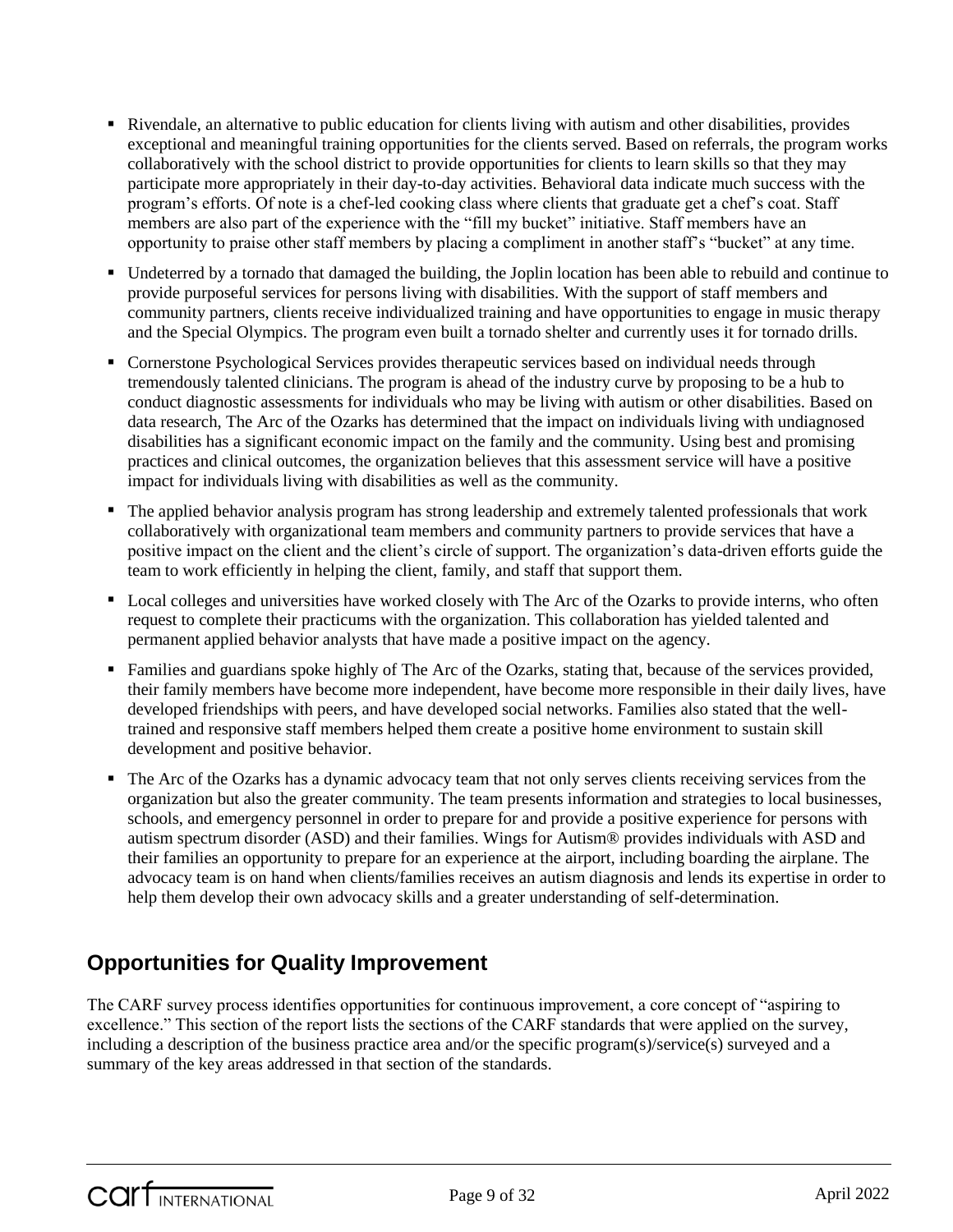- Rivendale, an alternative to public education for clients living with autism and other disabilities, provides exceptional and meaningful training opportunities for the clients served. Based on referrals, the program works collaboratively with the school district to provide opportunities for clients to learn skills so that they may participate more appropriately in their day-to-day activities. Behavioral data indicate much success with the program's efforts. Of note is a chef-led cooking class where clients that graduate get a chef's coat. Staff members are also part of the experience with the "fill my bucket" initiative. Staff members have an opportunity to praise other staff members by placing a compliment in another staff's "bucket" at any time.
- Undeterred by a tornado that damaged the building, the Joplin location has been able to rebuild and continue to provide purposeful services for persons living with disabilities. With the support of staff members and community partners, clients receive individualized training and have opportunities to engage in music therapy and the Special Olympics. The program even built a tornado shelter and currently uses it for tornado drills.
- Cornerstone Psychological Services provides therapeutic services based on individual needs through tremendously talented clinicians. The program is ahead of the industry curve by proposing to be a hub to conduct diagnostic assessments for individuals who may be living with autism or other disabilities. Based on data research, The Arc of the Ozarks has determined that the impact on individuals living with undiagnosed disabilities has a significant economic impact on the family and the community. Using best and promising practices and clinical outcomes, the organization believes that this assessment service will have a positive impact for individuals living with disabilities as well as the community.
- The applied behavior analysis program has strong leadership and extremely talented professionals that work collaboratively with organizational team members and community partners to provide services that have a positive impact on the client and the client's circle of support. The organization's data-driven efforts guide the team to work efficiently in helping the client, family, and staff that support them.
- Local colleges and universities have worked closely with The Arc of the Ozarks to provide interns, who often request to complete their practicums with the organization. This collaboration has yielded talented and permanent applied behavior analysts that have made a positive impact on the agency.
- Families and guardians spoke highly of The Arc of the Ozarks, stating that, because of the services provided, their family members have become more independent, have become more responsible in their daily lives, have developed friendships with peers, and have developed social networks. Families also stated that the well-trained and responsive staff members helped them create a positive home environment to sustain skill development and positive behavior.
- The Arc of the Ozarks has a dynamic advocacy team that not only serves clients receiving services from the organization but also the greater community. The team presents information and strategies to local businesses, schools, and emergency personnel in order to prepare for and provide a positive experience for persons with autism spectrum disorder (ASD) and their families. Wings for Autism® provides individuals with ASD and their families an opportunity to prepare for an experience at the airport, including boarding the airplane. The advocacy team is on hand when clients/families receives an autism diagnosis and lends its expertise in order to help them develop their own advocacy skills and a greater understanding of self-determination.

## Opportunities for Quality Improvement

The CARF survey process identifies opportunities for continuous improvement, a core concept of "aspiring to excellence." This section of the report lists the sections of the CARF standards that were applied on the survey, including a description of the business practice area and/or the specific program(s)/service(s) surveyed and a summary of the key areas addressed in that section of the standards.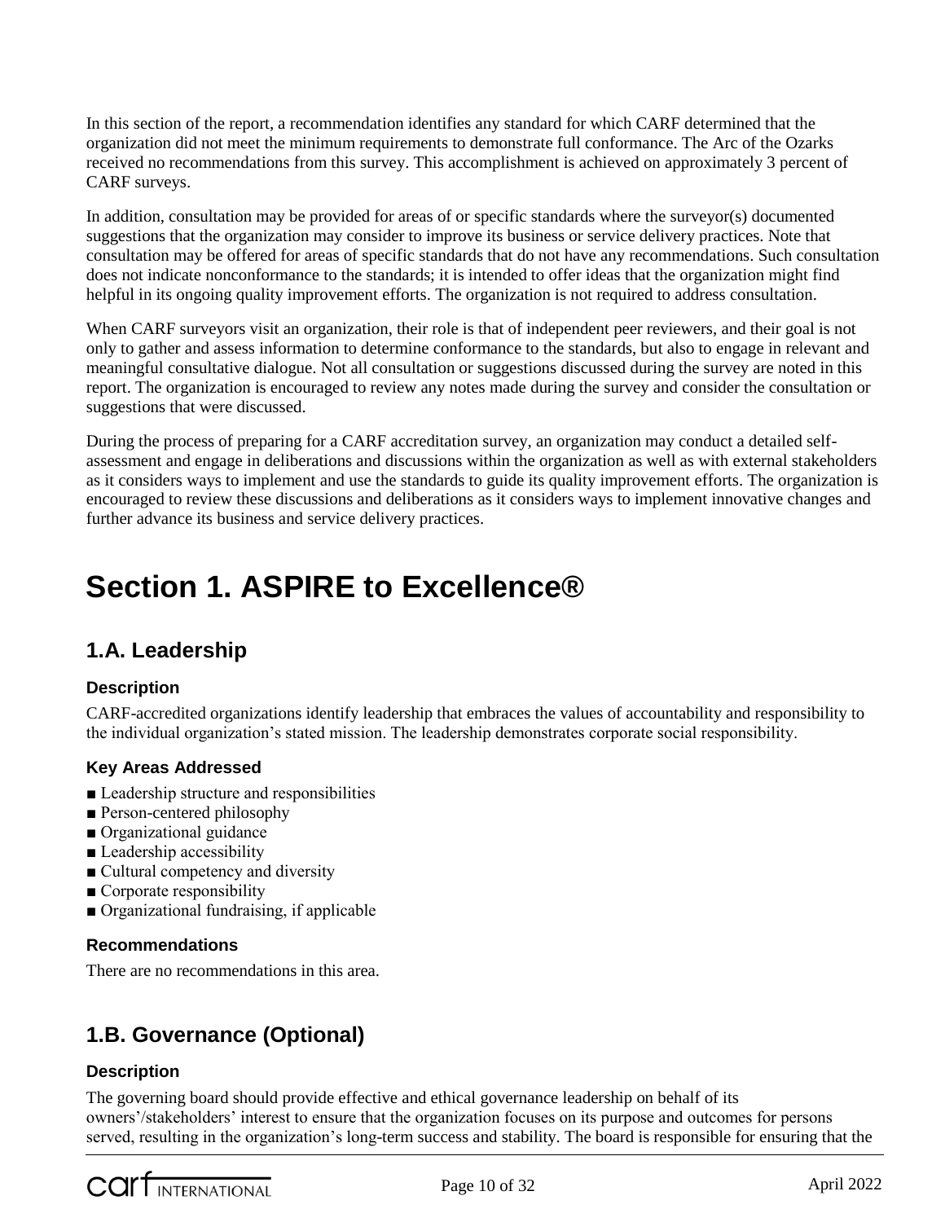In this section of the report, a recommendation identifies any standard for which CARF determined that the organization did not meet the minimum requirements to demonstrate full conformance. The Arc of the Ozarks received no recommendations from this survey. This accomplishment is achieved on approximately 3 percent of CARF surveys.

In addition, consultation may be provided for areas of or specific standards where the surveyor(s) documented suggestions that the organization may consider to improve its business or service delivery practices. Note that consultation may be offered for areas of specific standards that do not have any recommendations. Such consultation does not indicate nonconformance to the standards; it is intended to offer ideas that the organization might find helpful in its ongoing quality improvement efforts. The organization is not required to address consultation.

When CARF surveyors visit an organization, their role is that of independent peer reviewers, and their goal is not only to gather and assess information to determine conformance to the standards, but also to engage in relevant and meaningful consultative dialogue. Not all consultation or suggestions discussed during the survey are noted in this report. The organization is encouraged to review any notes made during the survey and consider the consultation or suggestions that were discussed.

During the process of preparing for a CARF accreditation survey, an organization may conduct a detailed self-assessment and engage in deliberations and discussions within the organization as well as with external stakeholders as it considers ways to implement and use the standards to guide its quality improvement efforts. The organization is encouraged to review these discussions and deliberations as it considers ways to implement innovative changes and further advance its business and service delivery practices.

# Section 1. ASPIRE to Excellence®

## 1.A. Leadership

### Description

CARF-accredited organizations identify leadership that embraces the values of accountability and responsibility to the individual organization's stated mission. The leadership demonstrates corporate social responsibility.

### Key Areas Addressed

- Leadership structure and responsibilities
- Person-centered philosophy
- Organizational guidance
- Leadership accessibility
- Cultural competency and diversity
- Corporate responsibility
- Organizational fundraising, if applicable

### Recommendations

There are no recommendations in this area.

## 1.B. Governance (Optional)

### Description

The governing board should provide effective and ethical governance leadership on behalf of its owners'/stakeholders' interest to ensure that the organization focuses on its purpose and outcomes for persons served, resulting in the organization's long-term success and stability. The board is responsible for ensuring that the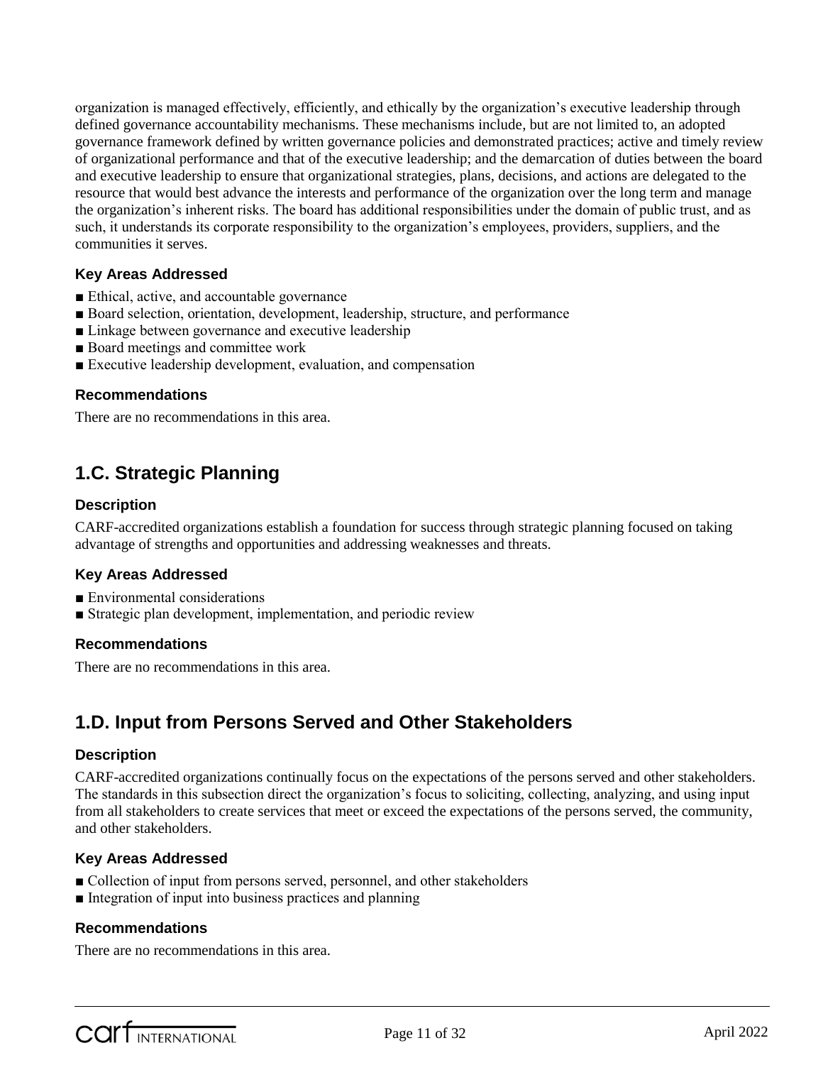organization is managed effectively, efficiently, and ethically by the organization's executive leadership through defined governance accountability mechanisms. These mechanisms include, but are not limited to, an adopted governance framework defined by written governance policies and demonstrated practices; active and timely review of organizational performance and that of the executive leadership; and the demarcation of duties between the board and executive leadership to ensure that organizational strategies, plans, decisions, and actions are delegated to the resource that would best advance the interests and performance of the organization over the long term and manage the organization's inherent risks. The board has additional responsibilities under the domain of public trust, and as such, it understands its corporate responsibility to the organization's employees, providers, suppliers, and the communities it serves.

### Key Areas Addressed

- ■ Ethical, active, and accountable governance
- ■ Board selection, orientation, development, leadership, structure, and performance
- ■ Linkage between governance and executive leadership
- ■ Board meetings and committee work
- ■ Executive leadership development, evaluation, and compensation

### Recommendations

There are no recommendations in this area.

## 1.C. Strategic Planning

### Description

CARF-accredited organizations establish a foundation for success through strategic planning focused on taking advantage of strengths and opportunities and addressing weaknesses and threats.

### Key Areas Addressed

- ■ Environmental considerations
- ■ Strategic plan development, implementation, and periodic review

### Recommendations

There are no recommendations in this area.

## 1.D. Input from Persons Served and Other Stakeholders

### Description

CARF-accredited organizations continually focus on the expectations of the persons served and other stakeholders. The standards in this subsection direct the organization's focus to soliciting, collecting, analyzing, and using input from all stakeholders to create services that meet or exceed the expectations of the persons served, the community, and other stakeholders.

### Key Areas Addressed

- ■ Collection of input from persons served, personnel, and other stakeholders
- ■ Integration of input into business practices and planning

### Recommendations

There are no recommendations in this area.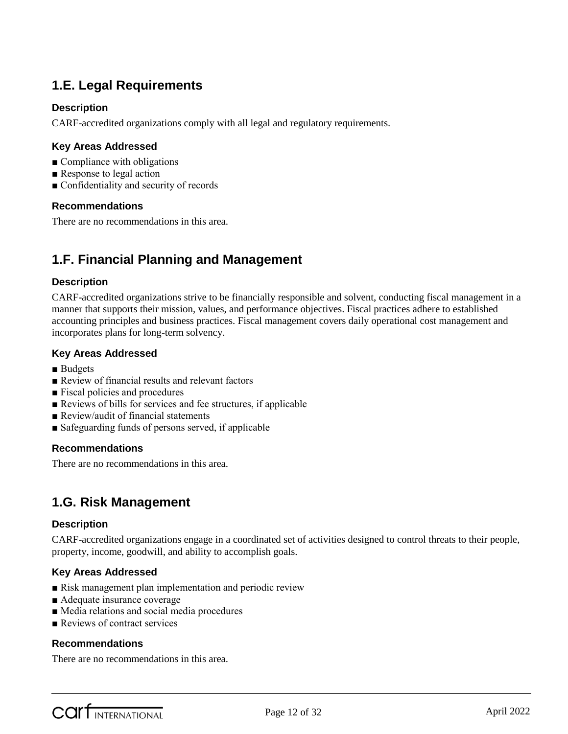## 1.E. Legal Requirements

### Description

CARF-accredited organizations comply with all legal and regulatory requirements.

### Key Areas Addressed

- Compliance with obligations
- Response to legal action
- Confidentiality and security of records

### Recommendations

There are no recommendations in this area.

## 1.F. Financial Planning and Management

### Description

CARF-accredited organizations strive to be financially responsible and solvent, conducting fiscal management in a manner that supports their mission, values, and performance objectives. Fiscal practices adhere to established accounting principles and business practices. Fiscal management covers daily operational cost management and incorporates plans for long-term solvency.

### Key Areas Addressed

- Budgets
- Review of financial results and relevant factors
- Fiscal policies and procedures
- Reviews of bills for services and fee structures, if applicable
- Review/audit of financial statements
- Safeguarding funds of persons served, if applicable

### Recommendations

There are no recommendations in this area.

## 1.G. Risk Management

### Description

CARF-accredited organizations engage in a coordinated set of activities designed to control threats to their people, property, income, goodwill, and ability to accomplish goals.

### Key Areas Addressed

- Risk management plan implementation and periodic review
- Adequate insurance coverage
- Media relations and social media procedures
- Reviews of contract services

### Recommendations

There are no recommendations in this area.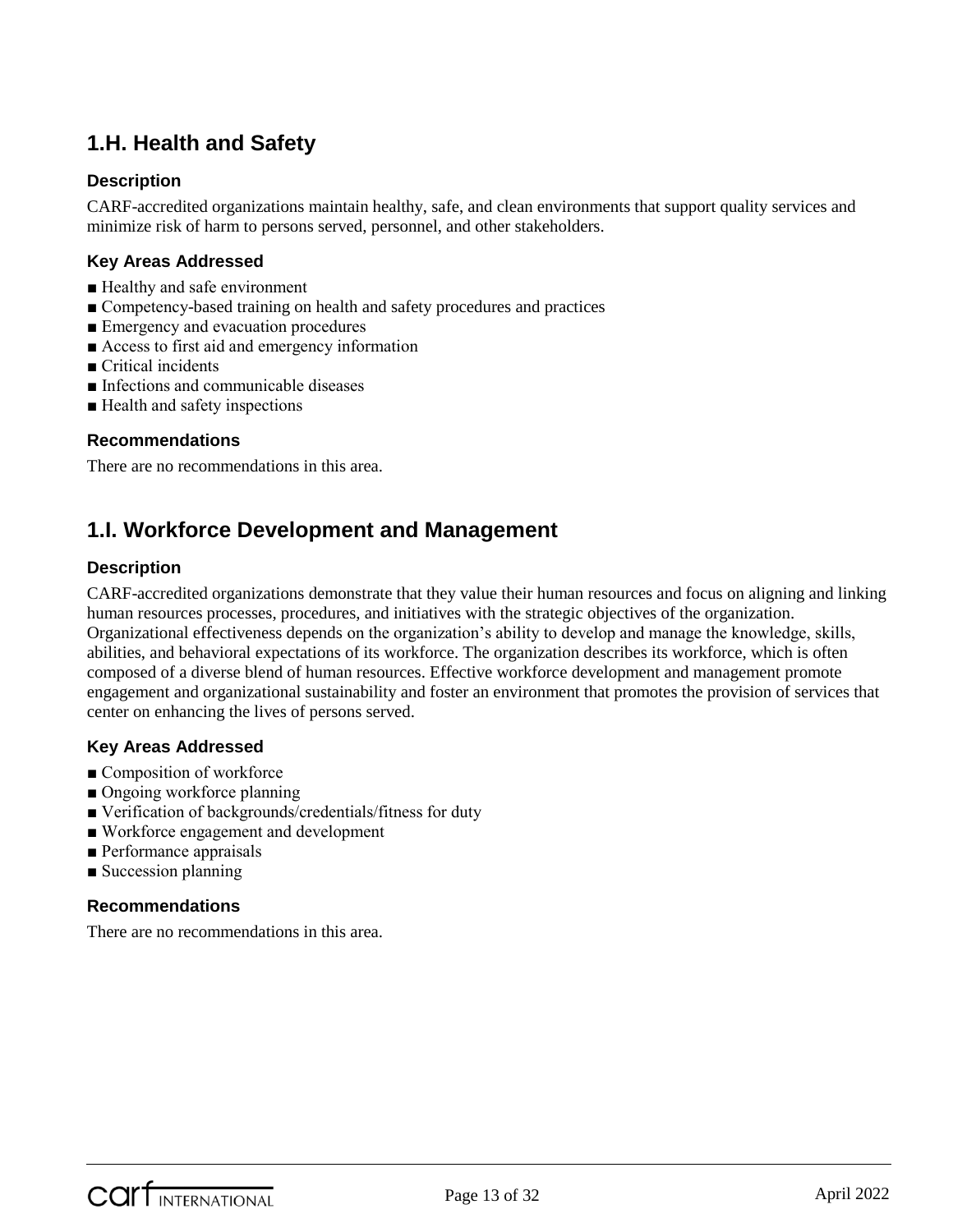## 1.H. Health and Safety

### Description

CARF-accredited organizations maintain healthy, safe, and clean environments that support quality services and minimize risk of harm to persons served, personnel, and other stakeholders.

### Key Areas Addressed

- Healthy and safe environment
- Competency-based training on health and safety procedures and practices
- Emergency and evacuation procedures
- Access to first aid and emergency information
- Critical incidents
- Infections and communicable diseases
- Health and safety inspections

### Recommendations

There are no recommendations in this area.

## 1.I. Workforce Development and Management

### Description

CARF-accredited organizations demonstrate that they value their human resources and focus on aligning and linking human resources processes, procedures, and initiatives with the strategic objectives of the organization. Organizational effectiveness depends on the organization's ability to develop and manage the knowledge, skills, abilities, and behavioral expectations of its workforce. The organization describes its workforce, which is often composed of a diverse blend of human resources. Effective workforce development and management promote engagement and organizational sustainability and foster an environment that promotes the provision of services that center on enhancing the lives of persons served.

### Key Areas Addressed

- Composition of workforce
- Ongoing workforce planning
- Verification of backgrounds/credentials/fitness for duty
- Workforce engagement and development
- Performance appraisals
- Succession planning

### Recommendations

There are no recommendations in this area.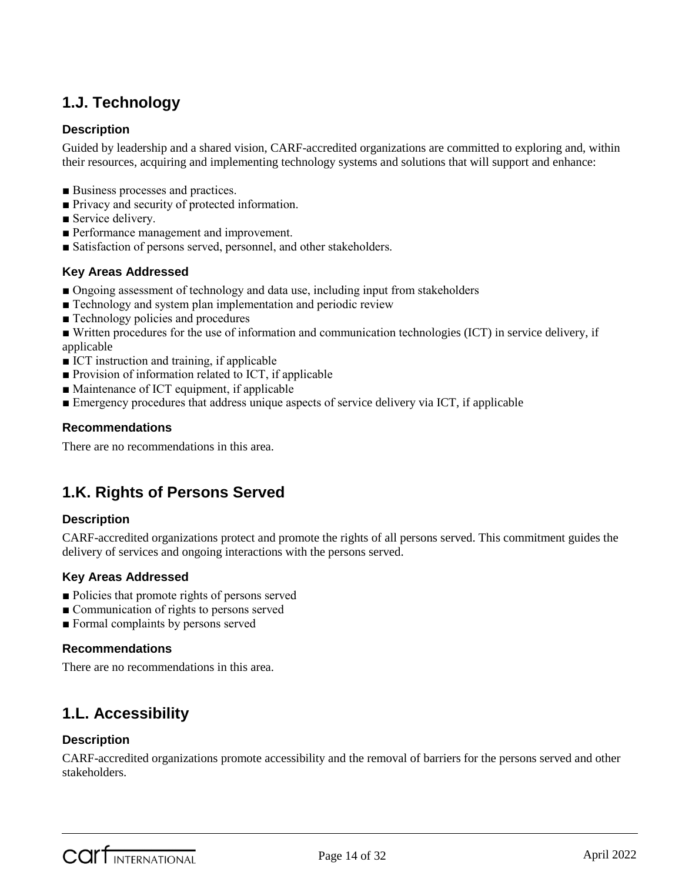## 1.J. Technology

### Description

Guided by leadership and a shared vision, CARF-accredited organizations are committed to exploring and, within their resources, acquiring and implementing technology systems and solutions that will support and enhance:

- Business processes and practices.
- Privacy and security of protected information.
- Service delivery.
- Performance management and improvement.
- Satisfaction of persons served, personnel, and other stakeholders.

### Key Areas Addressed

- Ongoing assessment of technology and data use, including input from stakeholders
- Technology and system plan implementation and periodic review
- Technology policies and procedures
- Written procedures for the use of information and communication technologies (ICT) in service delivery, if applicable
- ICT instruction and training, if applicable
- Provision of information related to ICT, if applicable
- Maintenance of ICT equipment, if applicable
- Emergency procedures that address unique aspects of service delivery via ICT, if applicable

### Recommendations

There are no recommendations in this area.

## 1.K. Rights of Persons Served

### Description

CARF-accredited organizations protect and promote the rights of all persons served. This commitment guides the delivery of services and ongoing interactions with the persons served.

### Key Areas Addressed

- Policies that promote rights of persons served
- Communication of rights to persons served
- Formal complaints by persons served

### Recommendations

There are no recommendations in this area.

## 1.L. Accessibility

### Description

CARF-accredited organizations promote accessibility and the removal of barriers for the persons served and other stakeholders.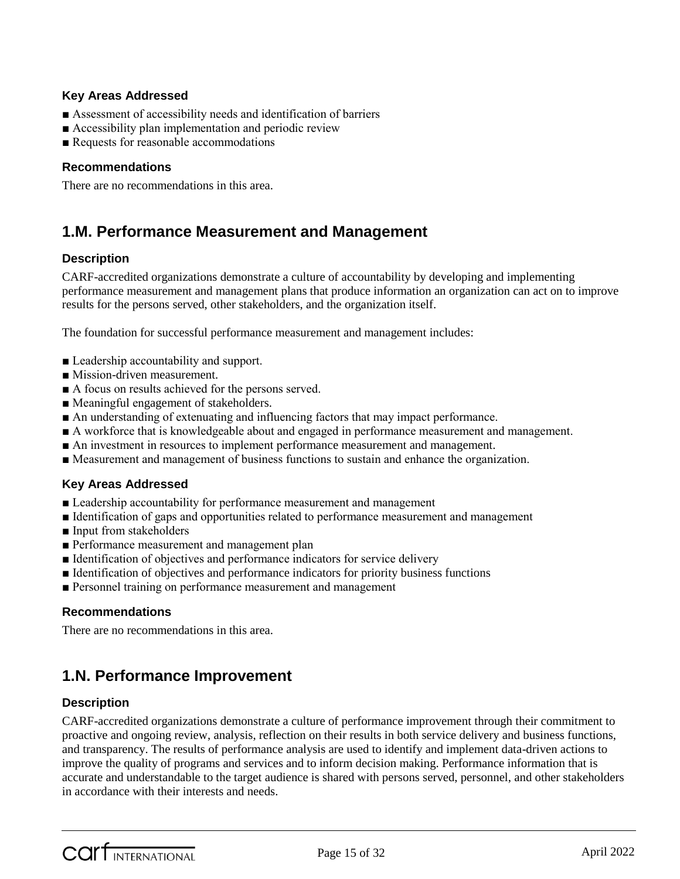### Key Areas Addressed

- Assessment of accessibility needs and identification of barriers
- Accessibility plan implementation and periodic review
- Requests for reasonable accommodations

### Recommendations

There are no recommendations in this area.

## 1.M. Performance Measurement and Management

### Description

CARF-accredited organizations demonstrate a culture of accountability by developing and implementing performance measurement and management plans that produce information an organization can act on to improve results for the persons served, other stakeholders, and the organization itself.

The foundation for successful performance measurement and management includes:

- Leadership accountability and support.
- Mission-driven measurement.
- A focus on results achieved for the persons served.
- Meaningful engagement of stakeholders.
- An understanding of extenuating and influencing factors that may impact performance.
- A workforce that is knowledgeable about and engaged in performance measurement and management.
- An investment in resources to implement performance measurement and management.
- Measurement and management of business functions to sustain and enhance the organization.

### Key Areas Addressed

- Leadership accountability for performance measurement and management
- Identification of gaps and opportunities related to performance measurement and management
- Input from stakeholders
- Performance measurement and management plan
- Identification of objectives and performance indicators for service delivery
- Identification of objectives and performance indicators for priority business functions
- Personnel training on performance measurement and management

### Recommendations

There are no recommendations in this area.

## 1.N. Performance Improvement

### Description

CARF-accredited organizations demonstrate a culture of performance improvement through their commitment to proactive and ongoing review, analysis, reflection on their results in both service delivery and business functions, and transparency. The results of performance analysis are used to identify and implement data-driven actions to improve the quality of programs and services and to inform decision making. Performance information that is accurate and understandable to the target audience is shared with persons served, personnel, and other stakeholders in accordance with their interests and needs.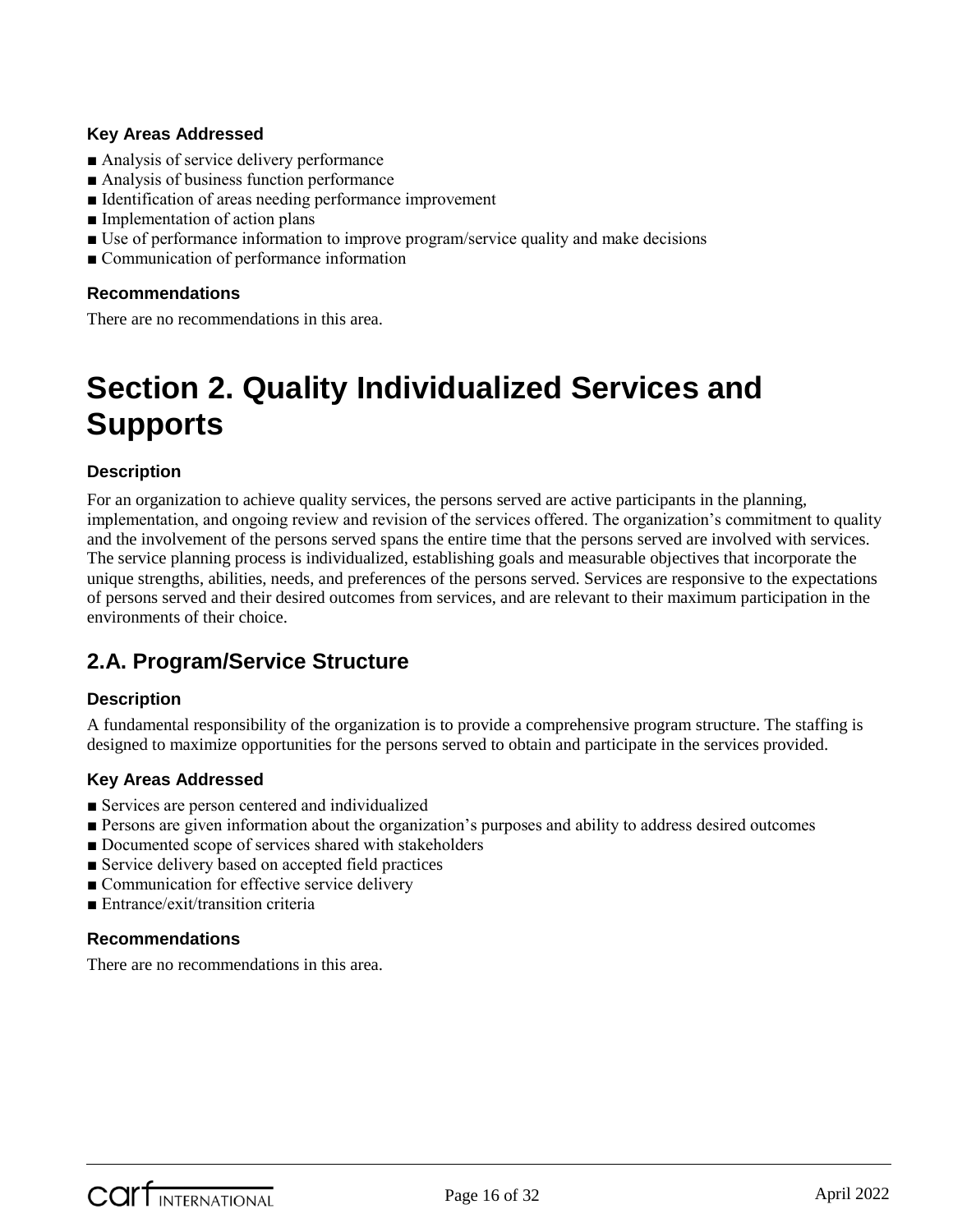### Key Areas Addressed

- Analysis of service delivery performance
- Analysis of business function performance
- Identification of areas needing performance improvement
- Implementation of action plans
- Use of performance information to improve program/service quality and make decisions
- Communication of performance information

### Recommendations

There are no recommendations in this area.

# Section 2. Quality Individualized Services and Supports

### Description

For an organization to achieve quality services, the persons served are active participants in the planning, implementation, and ongoing review and revision of the services offered. The organization's commitment to quality and the involvement of the persons served spans the entire time that the persons served are involved with services. The service planning process is individualized, establishing goals and measurable objectives that incorporate the unique strengths, abilities, needs, and preferences of the persons served. Services are responsive to the expectations of persons served and their desired outcomes from services, and are relevant to their maximum participation in the environments of their choice.

## 2.A. Program/Service Structure

### Description

A fundamental responsibility of the organization is to provide a comprehensive program structure. The staffing is designed to maximize opportunities for the persons served to obtain and participate in the services provided.

### Key Areas Addressed

- Services are person centered and individualized
- Persons are given information about the organization's purposes and ability to address desired outcomes
- Documented scope of services shared with stakeholders
- Service delivery based on accepted field practices
- Communication for effective service delivery
- Entrance/exit/transition criteria

### Recommendations

There are no recommendations in this area.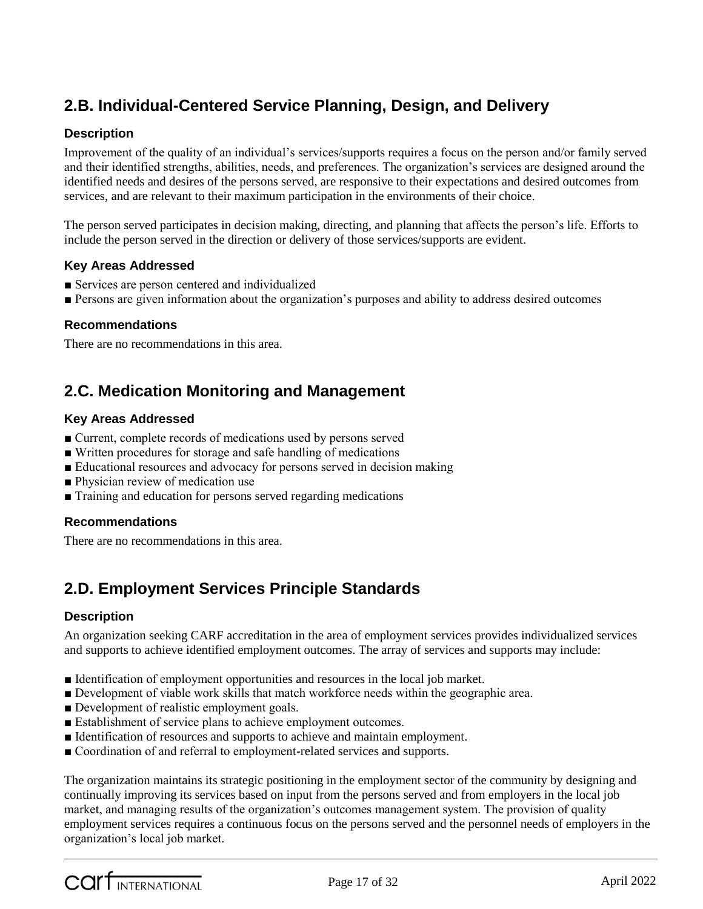## 2.B. Individual-Centered Service Planning, Design, and Delivery

### Description

Improvement of the quality of an individual's services/supports requires a focus on the person and/or family served and their identified strengths, abilities, needs, and preferences. The organization's services are designed around the identified needs and desires of the persons served, are responsive to their expectations and desired outcomes from services, and are relevant to their maximum participation in the environments of their choice.

The person served participates in decision making, directing, and planning that affects the person's life. Efforts to include the person served in the direction or delivery of those services/supports are evident.

### Key Areas Addressed

- Services are person centered and individualized
- Persons are given information about the organization's purposes and ability to address desired outcomes

### Recommendations

There are no recommendations in this area.

## 2.C. Medication Monitoring and Management

### Key Areas Addressed

- Current, complete records of medications used by persons served
- Written procedures for storage and safe handling of medications
- Educational resources and advocacy for persons served in decision making
- Physician review of medication use
- Training and education for persons served regarding medications

### Recommendations

There are no recommendations in this area.

## 2.D. Employment Services Principle Standards

### Description

An organization seeking CARF accreditation in the area of employment services provides individualized services and supports to achieve identified employment outcomes. The array of services and supports may include:

- Identification of employment opportunities and resources in the local job market.
- Development of viable work skills that match workforce needs within the geographic area.
- Development of realistic employment goals.
- Establishment of service plans to achieve employment outcomes.
- Identification of resources and supports to achieve and maintain employment.
- Coordination of and referral to employment-related services and supports.

The organization maintains its strategic positioning in the employment sector of the community by designing and continually improving its services based on input from the persons served and from employers in the local job market, and managing results of the organization's outcomes management system. The provision of quality employment services requires a continuous focus on the persons served and the personnel needs of employers in the organization's local job market.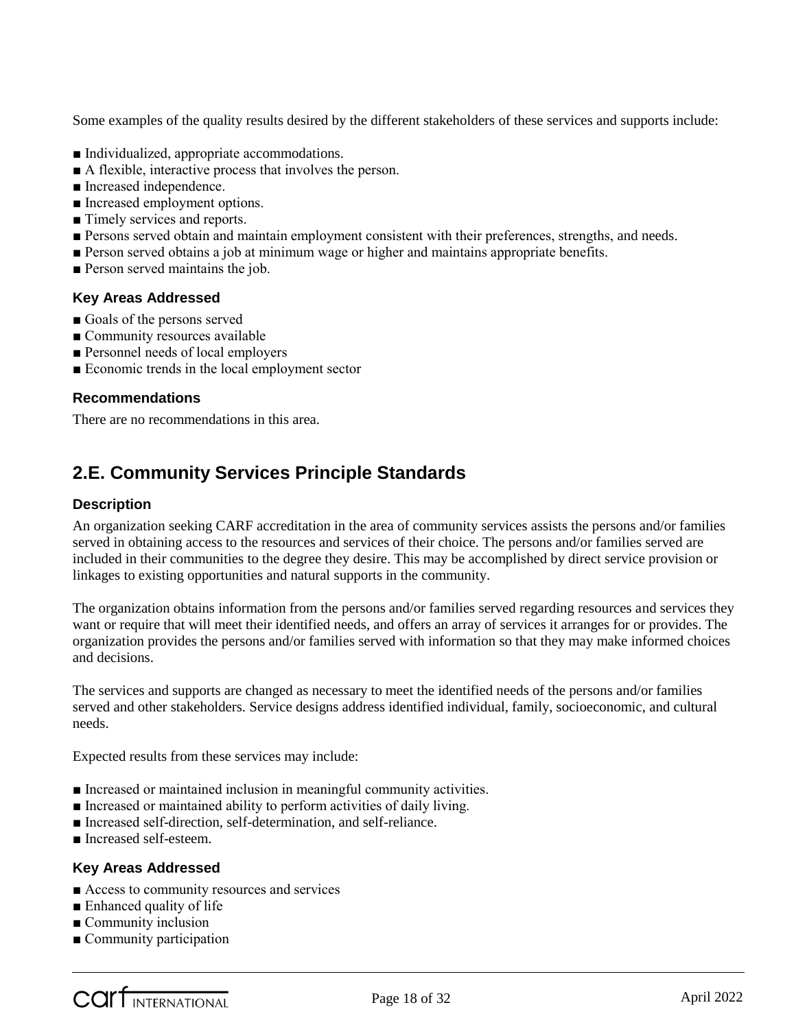Some examples of the quality results desired by the different stakeholders of these services and supports include:

- Individualized, appropriate accommodations.
- A flexible, interactive process that involves the person.
- Increased independence.
- Increased employment options.
- Timely services and reports.
- Persons served obtain and maintain employment consistent with their preferences, strengths, and needs.
- Person served obtains a job at minimum wage or higher and maintains appropriate benefits.
- Person served maintains the job.

### Key Areas Addressed

- Goals of the persons served
- Community resources available
- Personnel needs of local employers
- Economic trends in the local employment sector

### Recommendations

There are no recommendations in this area.

## 2.E. Community Services Principle Standards

### Description

An organization seeking CARF accreditation in the area of community services assists the persons and/or families served in obtaining access to the resources and services of their choice. The persons and/or families served are included in their communities to the degree they desire. This may be accomplished by direct service provision or linkages to existing opportunities and natural supports in the community.

The organization obtains information from the persons and/or families served regarding resources and services they want or require that will meet their identified needs, and offers an array of services it arranges for or provides. The organization provides the persons and/or families served with information so that they may make informed choices and decisions.

The services and supports are changed as necessary to meet the identified needs of the persons and/or families served and other stakeholders. Service designs address identified individual, family, socioeconomic, and cultural needs.

Expected results from these services may include:

- Increased or maintained inclusion in meaningful community activities.
- Increased or maintained ability to perform activities of daily living.
- Increased self-direction, self-determination, and self-reliance.
- Increased self-esteem.

### Key Areas Addressed

- Access to community resources and services
- Enhanced quality of life
- Community inclusion
- Community participation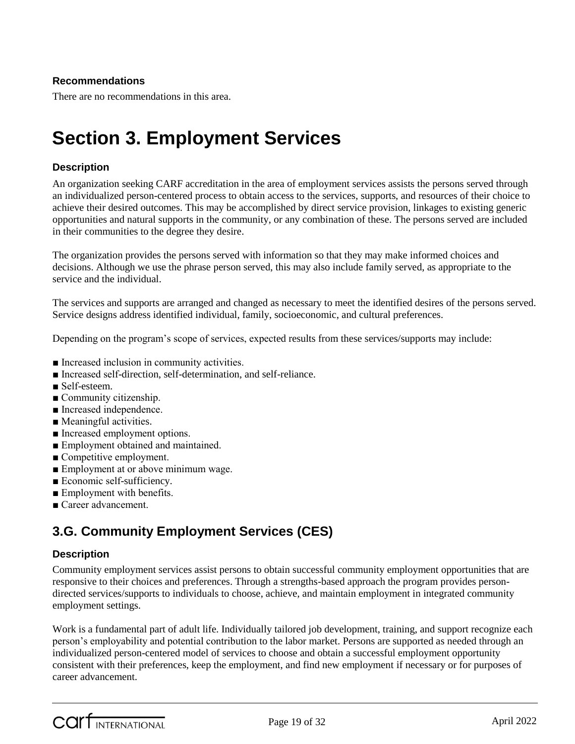**Recommendations**

There are no recommendations in this area.

# Section 3. Employment Services

### Description

An organization seeking CARF accreditation in the area of employment services assists the persons served through an individualized person-centered process to obtain access to the services, supports, and resources of their choice to achieve their desired outcomes. This may be accomplished by direct service provision, linkages to existing generic opportunities and natural supports in the community, or any combination of these. The persons served are included in their communities to the degree they desire.

The organization provides the persons served with information so that they may make informed choices and decisions. Although we use the phrase person served, this may also include family served, as appropriate to the service and the individual.

The services and supports are arranged and changed as necessary to meet the identified desires of the persons served. Service designs address identified individual, family, socioeconomic, and cultural preferences.

Depending on the program's scope of services, expected results from these services/supports may include:

- Increased inclusion in community activities.
- Increased self-direction, self-determination, and self-reliance.
- Self-esteem.
- Community citizenship.
- Increased independence.
- Meaningful activities.
- Increased employment options.
- Employment obtained and maintained.
- Competitive employment.
- Employment at or above minimum wage.
- Economic self-sufficiency.
- Employment with benefits.
- Career advancement.

## 3.G. Community Employment Services (CES)

### Description

Community employment services assist persons to obtain successful community employment opportunities that are responsive to their choices and preferences. Through a strengths-based approach the program provides person-directed services/supports to individuals to choose, achieve, and maintain employment in integrated community employment settings.

Work is a fundamental part of adult life. Individually tailored job development, training, and support recognize each person's employability and potential contribution to the labor market. Persons are supported as needed through an individualized person-centered model of services to choose and obtain a successful employment opportunity consistent with their preferences, keep the employment, and find new employment if necessary or for purposes of career advancement.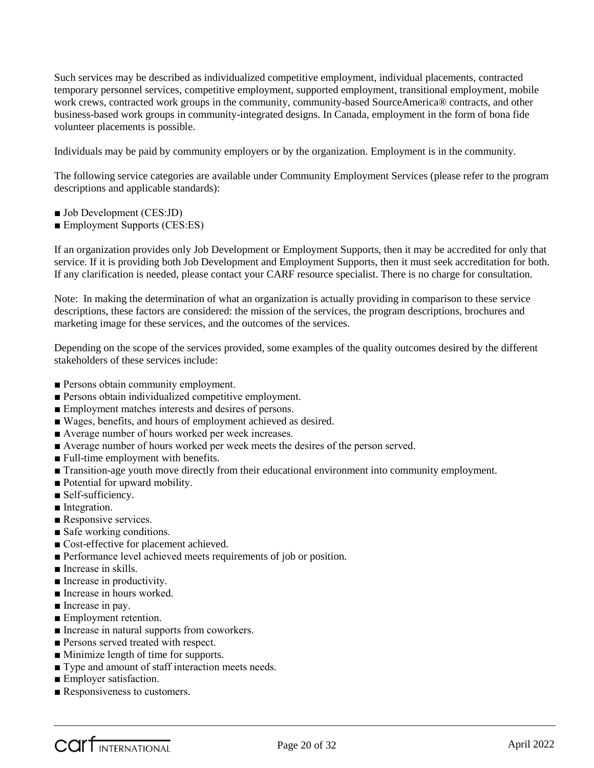Such services may be described as individualized competitive employment, individual placements, contracted temporary personnel services, competitive employment, supported employment, transitional employment, mobile work crews, contracted work groups in the community, community-based SourceAmerica® contracts, and other business-based work groups in community-integrated designs. In Canada, employment in the form of bona fide volunteer placements is possible.

Individuals may be paid by community employers or by the organization. Employment is in the community.

The following service categories are available under Community Employment Services (please refer to the program descriptions and applicable standards):

- Job Development (CES:JD)
- Employment Supports (CES:ES)

If an organization provides only Job Development or Employment Supports, then it may be accredited for only that service. If it is providing both Job Development and Employment Supports, then it must seek accreditation for both. If any clarification is needed, please contact your CARF resource specialist. There is no charge for consultation.

Note: In making the determination of what an organization is actually providing in comparison to these service descriptions, these factors are considered: the mission of the services, the program descriptions, brochures and marketing image for these services, and the outcomes of the services.

Depending on the scope of the services provided, some examples of the quality outcomes desired by the different stakeholders of these services include:

- Persons obtain community employment.
- Persons obtain individualized competitive employment.
- Employment matches interests and desires of persons.
- Wages, benefits, and hours of employment achieved as desired.
- Average number of hours worked per week increases.
- Average number of hours worked per week meets the desires of the person served.
- Full-time employment with benefits.
- Transition-age youth move directly from their educational environment into community employment.
- Potential for upward mobility.
- Self-sufficiency.
- Integration.
- Responsive services.
- Safe working conditions.
- Cost-effective for placement achieved.
- Performance level achieved meets requirements of job or position.
- Increase in skills.
- Increase in productivity.
- Increase in hours worked.
- Increase in pay.
- Employment retention.
- Increase in natural supports from coworkers.
- Persons served treated with respect.
- Minimize length of time for supports.
- Type and amount of staff interaction meets needs.
- Employer satisfaction.
- Responsiveness to customers.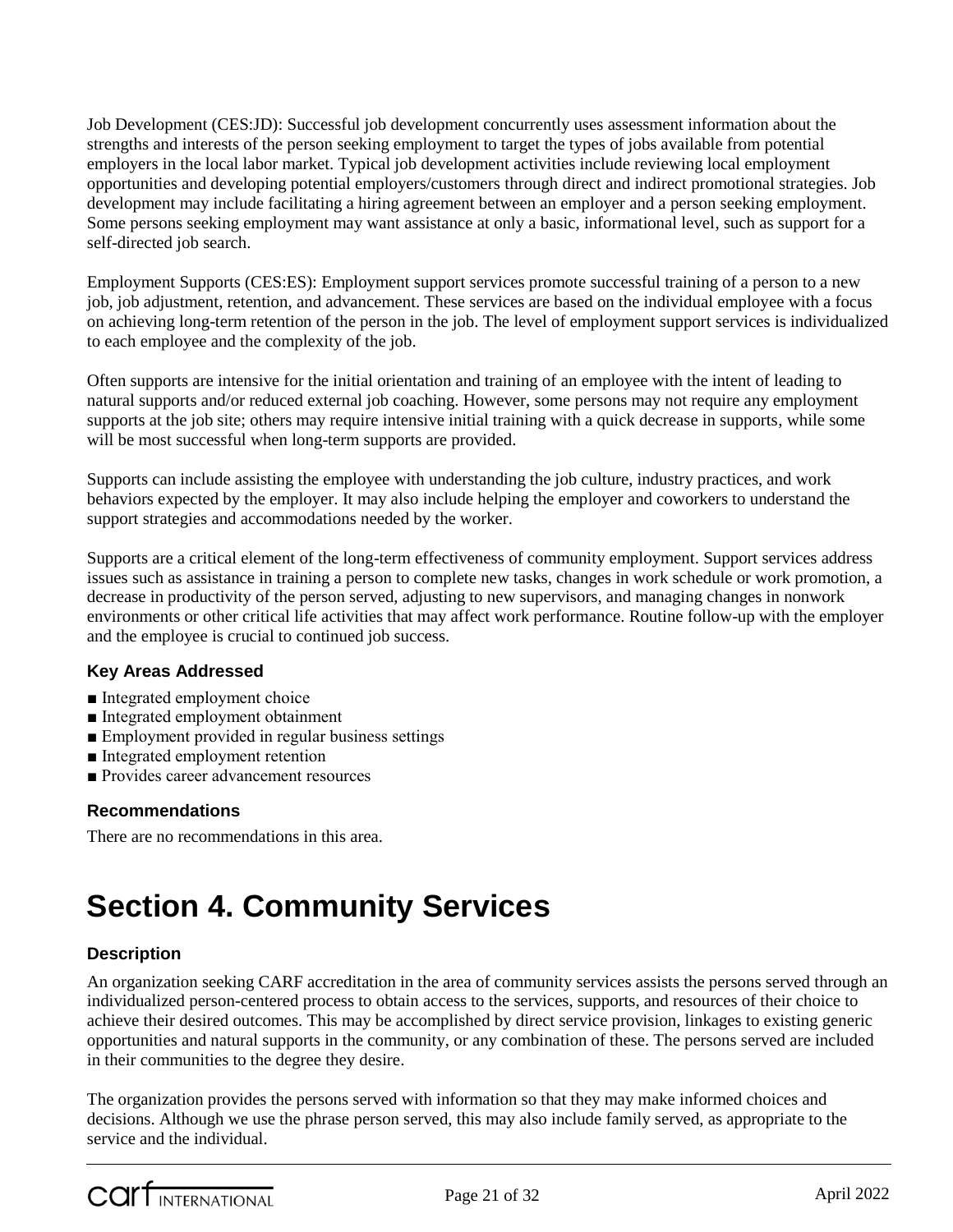Job Development (CES:JD): Successful job development concurrently uses assessment information about the strengths and interests of the person seeking employment to target the types of jobs available from potential employers in the local labor market. Typical job development activities include reviewing local employment opportunities and developing potential employers/customers through direct and indirect promotional strategies. Job development may include facilitating a hiring agreement between an employer and a person seeking employment. Some persons seeking employment may want assistance at only a basic, informational level, such as support for a self-directed job search.

Employment Supports (CES:ES): Employment support services promote successful training of a person to a new job, job adjustment, retention, and advancement. These services are based on the individual employee with a focus on achieving long-term retention of the person in the job. The level of employment support services is individualized to each employee and the complexity of the job.

Often supports are intensive for the initial orientation and training of an employee with the intent of leading to natural supports and/or reduced external job coaching. However, some persons may not require any employment supports at the job site; others may require intensive initial training with a quick decrease in supports, while some will be most successful when long-term supports are provided.

Supports can include assisting the employee with understanding the job culture, industry practices, and work behaviors expected by the employer. It may also include helping the employer and coworkers to understand the support strategies and accommodations needed by the worker.

Supports are a critical element of the long-term effectiveness of community employment. Support services address issues such as assistance in training a person to complete new tasks, changes in work schedule or work promotion, a decrease in productivity of the person served, adjusting to new supervisors, and managing changes in nonwork environments or other critical life activities that may affect work performance. Routine follow-up with the employer and the employee is crucial to continued job success.

### Key Areas Addressed

- Integrated employment choice
- Integrated employment obtainment
- Employment provided in regular business settings
- Integrated employment retention
- Provides career advancement resources

### Recommendations

There are no recommendations in this area.

# Section 4. Community Services

### Description

An organization seeking CARF accreditation in the area of community services assists the persons served through an individualized person-centered process to obtain access to the services, supports, and resources of their choice to achieve their desired outcomes. This may be accomplished by direct service provision, linkages to existing generic opportunities and natural supports in the community, or any combination of these. The persons served are included in their communities to the degree they desire.

The organization provides the persons served with information so that they may make informed choices and decisions. Although we use the phrase person served, this may also include family served, as appropriate to the service and the individual.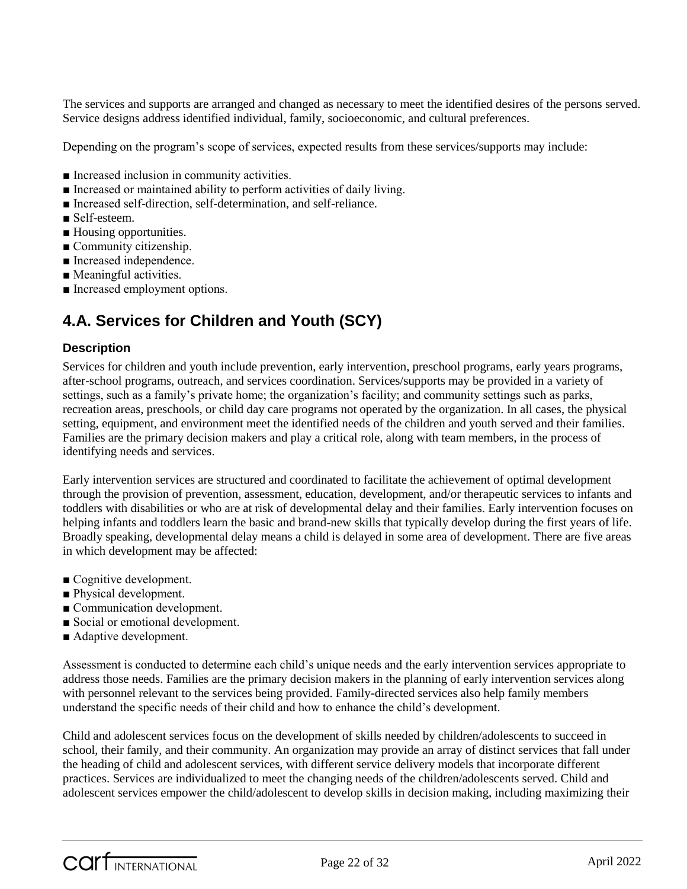The services and supports are arranged and changed as necessary to meet the identified desires of the persons served. Service designs address identified individual, family, socioeconomic, and cultural preferences.

Depending on the program's scope of services, expected results from these services/supports may include:

- Increased inclusion in community activities.
- Increased or maintained ability to perform activities of daily living.
- Increased self-direction, self-determination, and self-reliance.
- Self-esteem.
- Housing opportunities.
- Community citizenship.
- Increased independence.
- Meaningful activities.
- Increased employment options.

## 4.A. Services for Children and Youth (SCY)

### Description

Services for children and youth include prevention, early intervention, preschool programs, early years programs, after-school programs, outreach, and services coordination. Services/supports may be provided in a variety of settings, such as a family's private home; the organization's facility; and community settings such as parks, recreation areas, preschools, or child day care programs not operated by the organization. In all cases, the physical setting, equipment, and environment meet the identified needs of the children and youth served and their families. Families are the primary decision makers and play a critical role, along with team members, in the process of identifying needs and services.

Early intervention services are structured and coordinated to facilitate the achievement of optimal development through the provision of prevention, assessment, education, development, and/or therapeutic services to infants and toddlers with disabilities or who are at risk of developmental delay and their families. Early intervention focuses on helping infants and toddlers learn the basic and brand-new skills that typically develop during the first years of life. Broadly speaking, developmental delay means a child is delayed in some area of development. There are five areas in which development may be affected:

- Cognitive development.
- Physical development.
- Communication development.
- Social or emotional development.
- Adaptive development.

Assessment is conducted to determine each child's unique needs and the early intervention services appropriate to address those needs. Families are the primary decision makers in the planning of early intervention services along with personnel relevant to the services being provided. Family-directed services also help family members understand the specific needs of their child and how to enhance the child's development.

Child and adolescent services focus on the development of skills needed by children/adolescents to succeed in school, their family, and their community. An organization may provide an array of distinct services that fall under the heading of child and adolescent services, with different service delivery models that incorporate different practices. Services are individualized to meet the changing needs of the children/adolescents served. Child and adolescent services empower the child/adolescent to develop skills in decision making, including maximizing their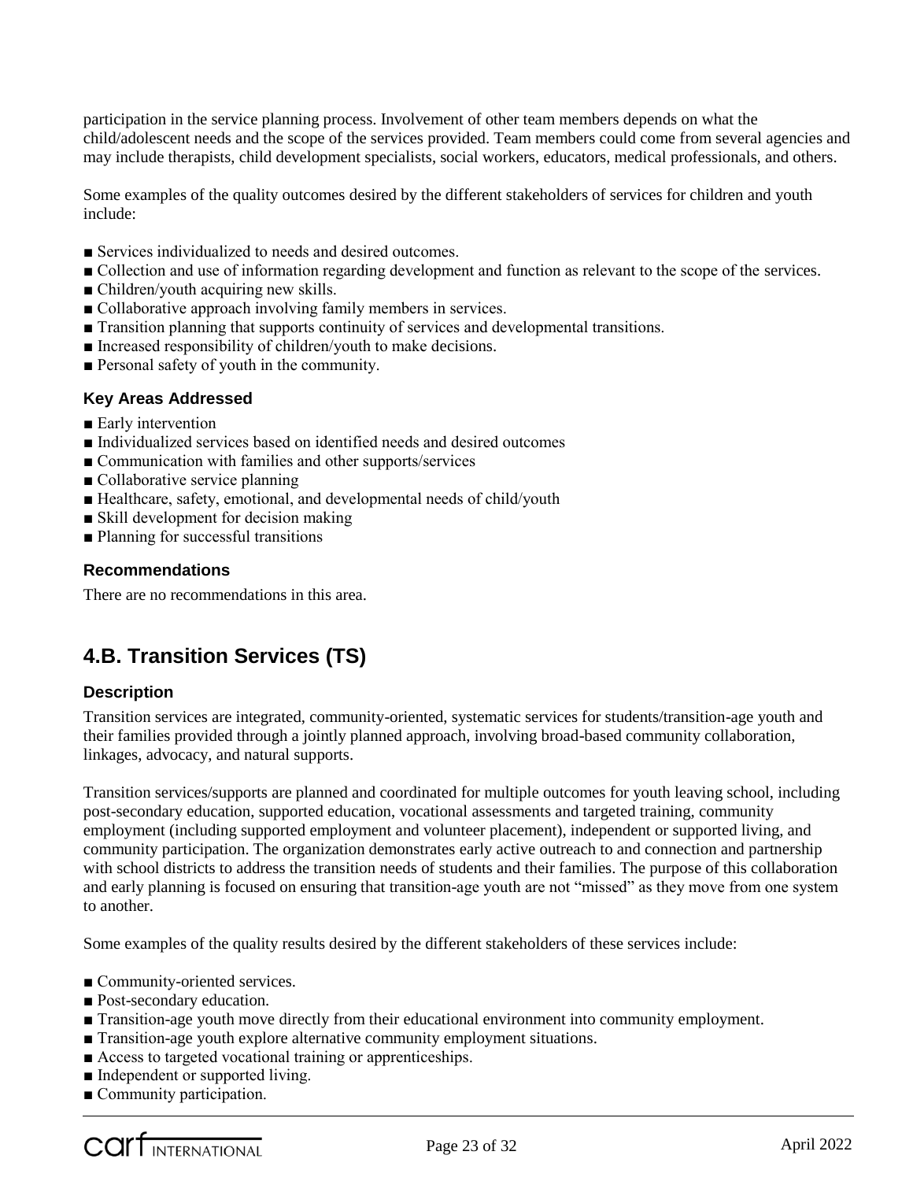participation in the service planning process. Involvement of other team members depends on what the child/adolescent needs and the scope of the services provided. Team members could come from several agencies and may include therapists, child development specialists, social workers, educators, medical professionals, and others.

Some examples of the quality outcomes desired by the different stakeholders of services for children and youth include:

- Services individualized to needs and desired outcomes.
- Collection and use of information regarding development and function as relevant to the scope of the services.
- Children/youth acquiring new skills.
- Collaborative approach involving family members in services.
- Transition planning that supports continuity of services and developmental transitions.
- Increased responsibility of children/youth to make decisions.
- Personal safety of youth in the community.

### Key Areas Addressed

- Early intervention
- Individualized services based on identified needs and desired outcomes
- Communication with families and other supports/services
- Collaborative service planning
- Healthcare, safety, emotional, and developmental needs of child/youth
- Skill development for decision making
- Planning for successful transitions

### Recommendations

There are no recommendations in this area.

## 4.B. Transition Services (TS)

### Description

Transition services are integrated, community-oriented, systematic services for students/transition-age youth and their families provided through a jointly planned approach, involving broad-based community collaboration, linkages, advocacy, and natural supports.

Transition services/supports are planned and coordinated for multiple outcomes for youth leaving school, including post-secondary education, supported education, vocational assessments and targeted training, community employment (including supported employment and volunteer placement), independent or supported living, and community participation. The organization demonstrates early active outreach to and connection and partnership with school districts to address the transition needs of students and their families. The purpose of this collaboration and early planning is focused on ensuring that transition-age youth are not "missed" as they move from one system to another.

Some examples of the quality results desired by the different stakeholders of these services include:

- Community-oriented services.
- Post-secondary education.
- Transition-age youth move directly from their educational environment into community employment.
- Transition-age youth explore alternative community employment situations.
- Access to targeted vocational training or apprenticeships.
- Independent or supported living.
- Community participation.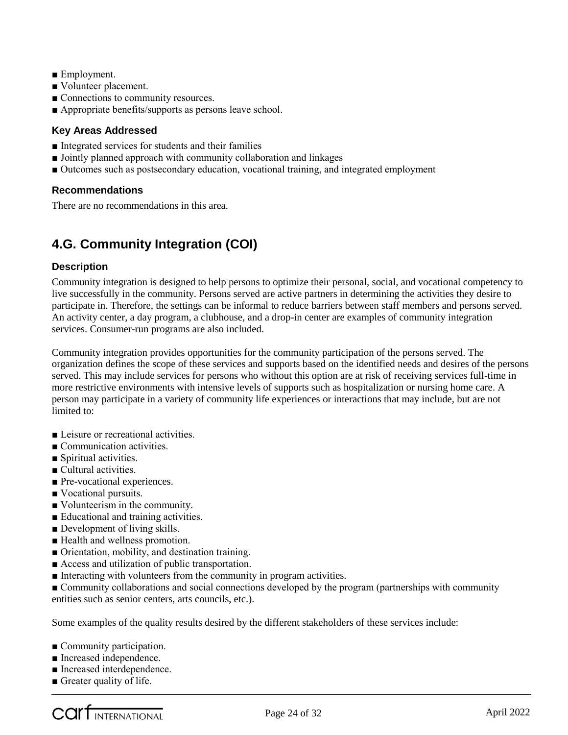- Employment.
- Volunteer placement.
- Connections to community resources.
- Appropriate benefits/supports as persons leave school.

### Key Areas Addressed

- Integrated services for students and their families
- Jointly planned approach with community collaboration and linkages
- Outcomes such as postsecondary education, vocational training, and integrated employment

### Recommendations

There are no recommendations in this area.

## 4.G. Community Integration (COI)

### Description

Community integration is designed to help persons to optimize their personal, social, and vocational competency to live successfully in the community. Persons served are active partners in determining the activities they desire to participate in. Therefore, the settings can be informal to reduce barriers between staff members and persons served. An activity center, a day program, a clubhouse, and a drop-in center are examples of community integration services. Consumer-run programs are also included.

Community integration provides opportunities for the community participation of the persons served. The organization defines the scope of these services and supports based on the identified needs and desires of the persons served. This may include services for persons who without this option are at risk of receiving services full-time in more restrictive environments with intensive levels of supports such as hospitalization or nursing home care. A person may participate in a variety of community life experiences or interactions that may include, but are not limited to:

- Leisure or recreational activities.
- Communication activities.
- Spiritual activities.
- Cultural activities.
- Pre-vocational experiences.
- Vocational pursuits.
- Volunteerism in the community.
- Educational and training activities.
- Development of living skills.
- Health and wellness promotion.
- Orientation, mobility, and destination training.
- Access and utilization of public transportation.
- Interacting with volunteers from the community in program activities.
- Community collaborations and social connections developed by the program (partnerships with community entities such as senior centers, arts councils, etc.).

Some examples of the quality results desired by the different stakeholders of these services include:

- Community participation.
- Increased independence.
- Increased interdependence.
- Greater quality of life.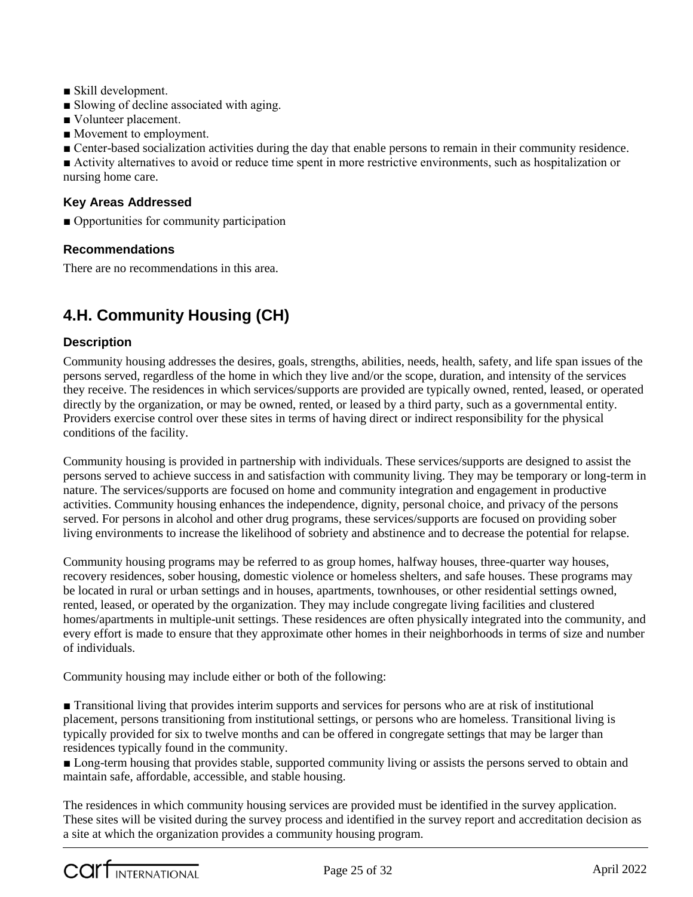- Skill development.
- Slowing of decline associated with aging.
- Volunteer placement.
- Movement to employment.
- Center-based socialization activities during the day that enable persons to remain in their community residence.
- Activity alternatives to avoid or reduce time spent in more restrictive environments, such as hospitalization or nursing home care.

### Key Areas Addressed

- Opportunities for community participation

### Recommendations

There are no recommendations in this area.

## 4.H. Community Housing (CH)

### Description

Community housing addresses the desires, goals, strengths, abilities, needs, health, safety, and life span issues of the persons served, regardless of the home in which they live and/or the scope, duration, and intensity of the services they receive. The residences in which services/supports are provided are typically owned, rented, leased, or operated directly by the organization, or may be owned, rented, or leased by a third party, such as a governmental entity. Providers exercise control over these sites in terms of having direct or indirect responsibility for the physical conditions of the facility.

Community housing is provided in partnership with individuals. These services/supports are designed to assist the persons served to achieve success in and satisfaction with community living. They may be temporary or long-term in nature. The services/supports are focused on home and community integration and engagement in productive activities. Community housing enhances the independence, dignity, personal choice, and privacy of the persons served. For persons in alcohol and other drug programs, these services/supports are focused on providing sober living environments to increase the likelihood of sobriety and abstinence and to decrease the potential for relapse.

Community housing programs may be referred to as group homes, halfway houses, three-quarter way houses, recovery residences, sober housing, domestic violence or homeless shelters, and safe houses. These programs may be located in rural or urban settings and in houses, apartments, townhouses, or other residential settings owned, rented, leased, or operated by the organization. They may include congregate living facilities and clustered homes/apartments in multiple-unit settings. These residences are often physically integrated into the community, and every effort is made to ensure that they approximate other homes in their neighborhoods in terms of size and number of individuals.

Community housing may include either or both of the following:

- Transitional living that provides interim supports and services for persons who are at risk of institutional placement, persons transitioning from institutional settings, or persons who are homeless. Transitional living is typically provided for six to twelve months and can be offered in congregate settings that may be larger than residences typically found in the community.
- Long-term housing that provides stable, supported community living or assists the persons served to obtain and maintain safe, affordable, accessible, and stable housing.

The residences in which community housing services are provided must be identified in the survey application. These sites will be visited during the survey process and identified in the survey report and accreditation decision as a site at which the organization provides a community housing program.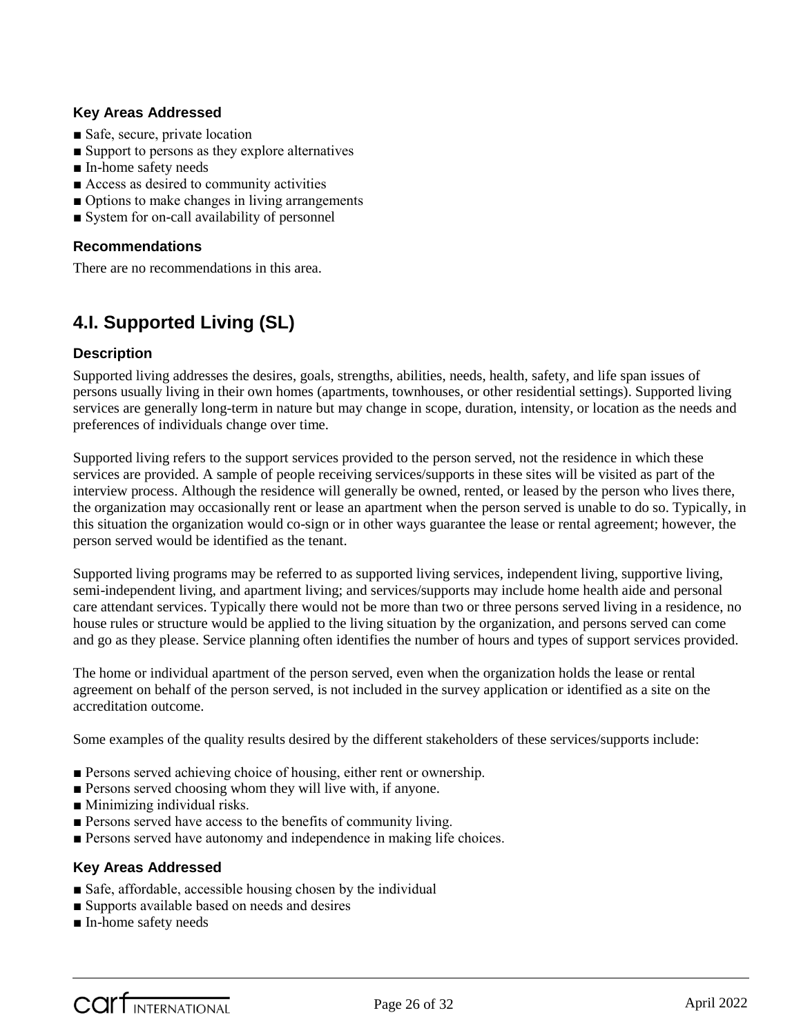### Key Areas Addressed

- Safe, secure, private location
- Support to persons as they explore alternatives
- In-home safety needs
- Access as desired to community activities
- Options to make changes in living arrangements
- System for on-call availability of personnel

### Recommendations

There are no recommendations in this area.

## 4.I. Supported Living (SL)

### Description

Supported living addresses the desires, goals, strengths, abilities, needs, health, safety, and life span issues of persons usually living in their own homes (apartments, townhouses, or other residential settings). Supported living services are generally long-term in nature but may change in scope, duration, intensity, or location as the needs and preferences of individuals change over time.

Supported living refers to the support services provided to the person served, not the residence in which these services are provided. A sample of people receiving services/supports in these sites will be visited as part of the interview process. Although the residence will generally be owned, rented, or leased by the person who lives there, the organization may occasionally rent or lease an apartment when the person served is unable to do so. Typically, in this situation the organization would co-sign or in other ways guarantee the lease or rental agreement; however, the person served would be identified as the tenant.

Supported living programs may be referred to as supported living services, independent living, supportive living, semi-independent living, and apartment living; and services/supports may include home health aide and personal care attendant services. Typically there would not be more than two or three persons served living in a residence, no house rules or structure would be applied to the living situation by the organization, and persons served can come and go as they please. Service planning often identifies the number of hours and types of support services provided.

The home or individual apartment of the person served, even when the organization holds the lease or rental agreement on behalf of the person served, is not included in the survey application or identified as a site on the accreditation outcome.

Some examples of the quality results desired by the different stakeholders of these services/supports include:

- Persons served achieving choice of housing, either rent or ownership.
- Persons served choosing whom they will live with, if anyone.
- Minimizing individual risks.
- Persons served have access to the benefits of community living.
- Persons served have autonomy and independence in making life choices.

### Key Areas Addressed

- Safe, affordable, accessible housing chosen by the individual
- Supports available based on needs and desires
- In-home safety needs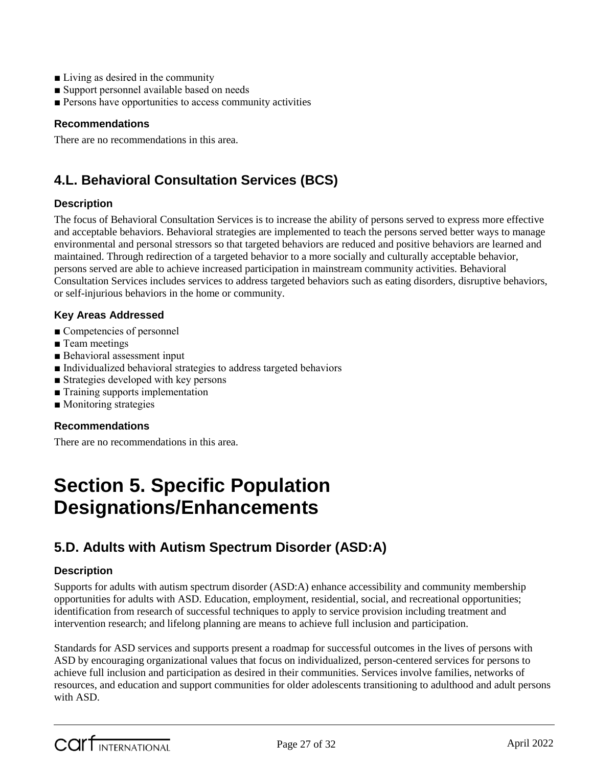- Living as desired in the community
- Support personnel available based on needs
- Persons have opportunities to access community activities

### Recommendations

There are no recommendations in this area.

## 4.L. Behavioral Consultation Services (BCS)

### Description

The focus of Behavioral Consultation Services is to increase the ability of persons served to express more effective and acceptable behaviors. Behavioral strategies are implemented to teach the persons served better ways to manage environmental and personal stressors so that targeted behaviors are reduced and positive behaviors are learned and maintained. Through redirection of a targeted behavior to a more socially and culturally acceptable behavior, persons served are able to achieve increased participation in mainstream community activities. Behavioral Consultation Services includes services to address targeted behaviors such as eating disorders, disruptive behaviors, or self-injurious behaviors in the home or community.

### Key Areas Addressed

- Competencies of personnel
- Team meetings
- Behavioral assessment input
- Individualized behavioral strategies to address targeted behaviors
- Strategies developed with key persons
- Training supports implementation
- Monitoring strategies

### Recommendations

There are no recommendations in this area.

# Section 5. Specific Population Designations/Enhancements

## 5.D. Adults with Autism Spectrum Disorder (ASD:A)

### Description

Supports for adults with autism spectrum disorder (ASD:A) enhance accessibility and community membership opportunities for adults with ASD. Education, employment, residential, social, and recreational opportunities; identification from research of successful techniques to apply to service provision including treatment and intervention research; and lifelong planning are means to achieve full inclusion and participation.

Standards for ASD services and supports present a roadmap for successful outcomes in the lives of persons with ASD by encouraging organizational values that focus on individualized, person-centered services for persons to achieve full inclusion and participation as desired in their communities. Services involve families, networks of resources, and education and support communities for older adolescents transitioning to adulthood and adult persons with ASD.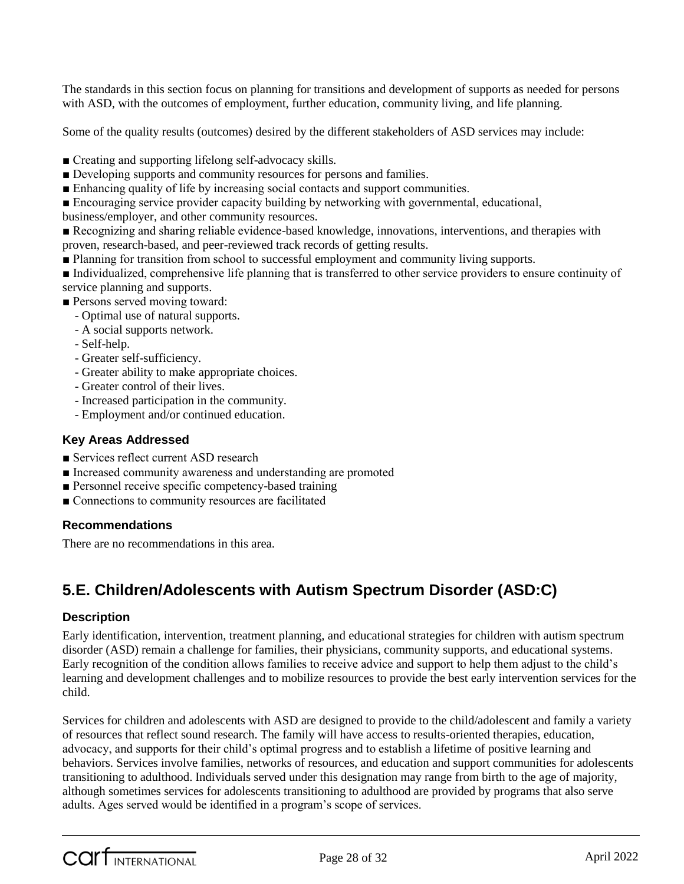The standards in this section focus on planning for transitions and development of supports as needed for persons with ASD, with the outcomes of employment, further education, community living, and life planning.

Some of the quality results (outcomes) desired by the different stakeholders of ASD services may include:

- Creating and supporting lifelong self-advocacy skills.
- Developing supports and community resources for persons and families.
- Enhancing quality of life by increasing social contacts and support communities.
- Encouraging service provider capacity building by networking with governmental, educational, business/employer, and other community resources.
- Recognizing and sharing reliable evidence-based knowledge, innovations, interventions, and therapies with proven, research-based, and peer-reviewed track records of getting results.
- Planning for transition from school to successful employment and community living supports.
- Individualized, comprehensive life planning that is transferred to other service providers to ensure continuity of service planning and supports.
- Persons served moving toward:
  - Optimal use of natural supports.
  - A social supports network.
  - Self-help.
  - Greater self-sufficiency.
  - Greater ability to make appropriate choices.
  - Greater control of their lives.
  - Increased participation in the community.
  - Employment and/or continued education.

### Key Areas Addressed

- Services reflect current ASD research
- Increased community awareness and understanding are promoted
- Personnel receive specific competency-based training
- Connections to community resources are facilitated

### Recommendations

There are no recommendations in this area.

## 5.E. Children/Adolescents with Autism Spectrum Disorder (ASD:C)

### Description

Early identification, intervention, treatment planning, and educational strategies for children with autism spectrum disorder (ASD) remain a challenge for families, their physicians, community supports, and educational systems. Early recognition of the condition allows families to receive advice and support to help them adjust to the child's learning and development challenges and to mobilize resources to provide the best early intervention services for the child.

Services for children and adolescents with ASD are designed to provide to the child/adolescent and family a variety of resources that reflect sound research. The family will have access to results-oriented therapies, education, advocacy, and supports for their child's optimal progress and to establish a lifetime of positive learning and behaviors. Services involve families, networks of resources, and education and support communities for adolescents transitioning to adulthood. Individuals served under this designation may range from birth to the age of majority, although sometimes services for adolescents transitioning to adulthood are provided by programs that also serve adults. Ages served would be identified in a program's scope of services.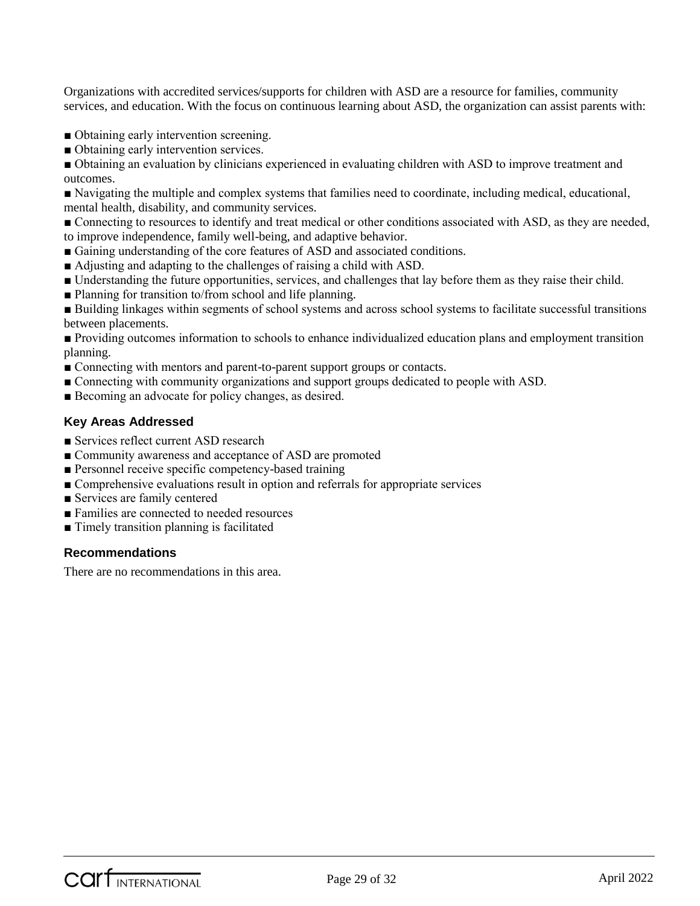Organizations with accredited services/supports for children with ASD are a resource for families, community services, and education. With the focus on continuous learning about ASD, the organization can assist parents with:

- Obtaining early intervention screening.
- Obtaining early intervention services.
- Obtaining an evaluation by clinicians experienced in evaluating children with ASD to improve treatment and outcomes.
- Navigating the multiple and complex systems that families need to coordinate, including medical, educational, mental health, disability, and community services.
- Connecting to resources to identify and treat medical or other conditions associated with ASD, as they are needed, to improve independence, family well-being, and adaptive behavior.
- Gaining understanding of the core features of ASD and associated conditions.
- Adjusting and adapting to the challenges of raising a child with ASD.
- Understanding the future opportunities, services, and challenges that lay before them as they raise their child.
- Planning for transition to/from school and life planning.
- Building linkages within segments of school systems and across school systems to facilitate successful transitions between placements.
- Providing outcomes information to schools to enhance individualized education plans and employment transition planning.
- Connecting with mentors and parent-to-parent support groups or contacts.
- Connecting with community organizations and support groups dedicated to people with ASD.
- Becoming an advocate for policy changes, as desired.

### Key Areas Addressed

- Services reflect current ASD research
- Community awareness and acceptance of ASD are promoted
- Personnel receive specific competency-based training
- Comprehensive evaluations result in option and referrals for appropriate services
- Services are family centered
- Families are connected to needed resources
- Timely transition planning is facilitated

### Recommendations

There are no recommendations in this area.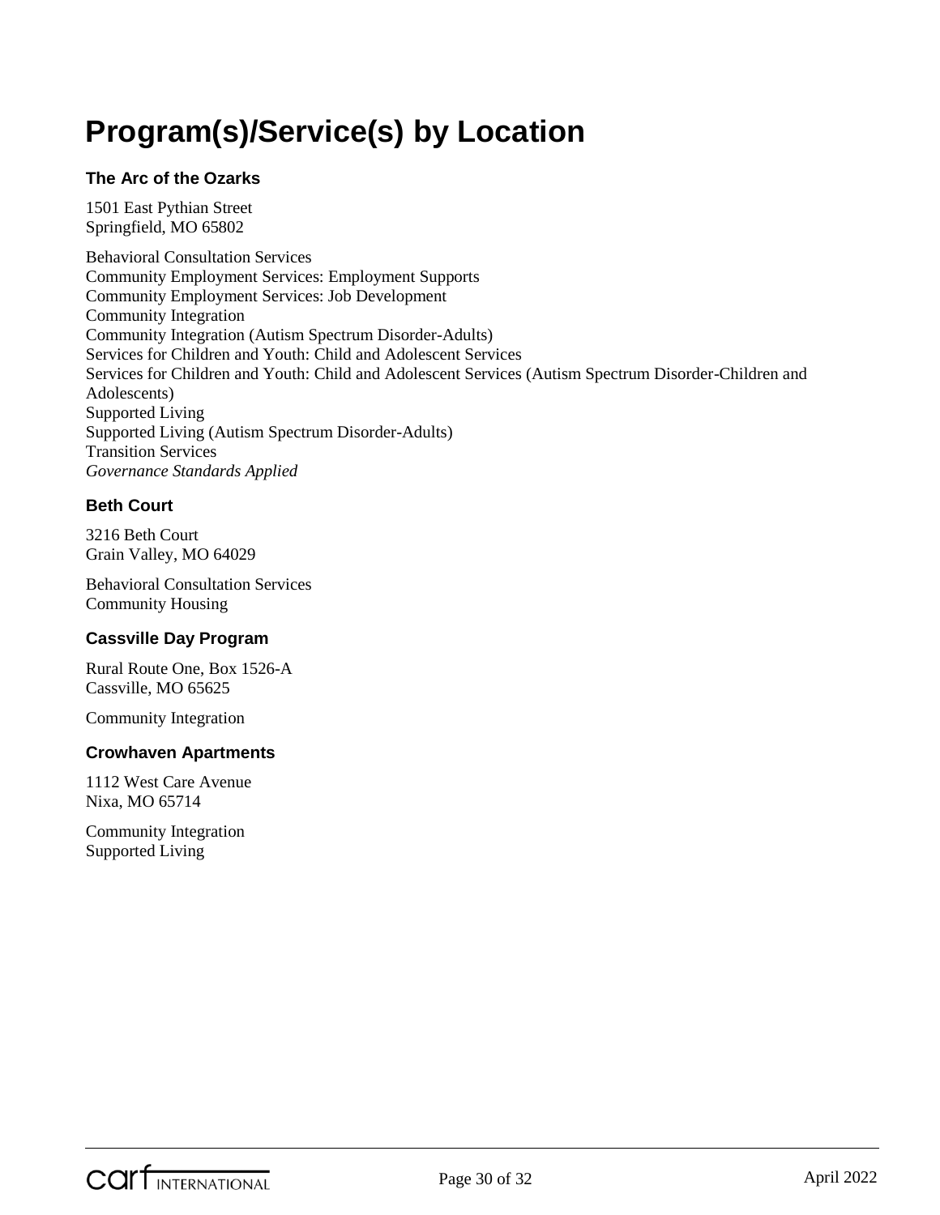# Program(s)/Service(s) by Location

### The Arc of the Ozarks

1501 East Pythian Street
Springfield, MO 65802

Behavioral Consultation Services
Community Employment Services: Employment Supports
Community Employment Services: Job Development
Community Integration
Community Integration (Autism Spectrum Disorder-Adults)
Services for Children and Youth: Child and Adolescent Services
Services for Children and Youth: Child and Adolescent Services (Autism Spectrum Disorder-Children and Adolescents)
Supported Living
Supported Living (Autism Spectrum Disorder-Adults)
Transition Services
*Governance Standards Applied*

### Beth Court

3216 Beth Court
Grain Valley, MO 64029

Behavioral Consultation Services
Community Housing

### Cassville Day Program

Rural Route One, Box 1526-A
Cassville, MO 65625

Community Integration

### Crowhaven Apartments

1112 West Care Avenue
Nixa, MO 65714

Community Integration
Supported Living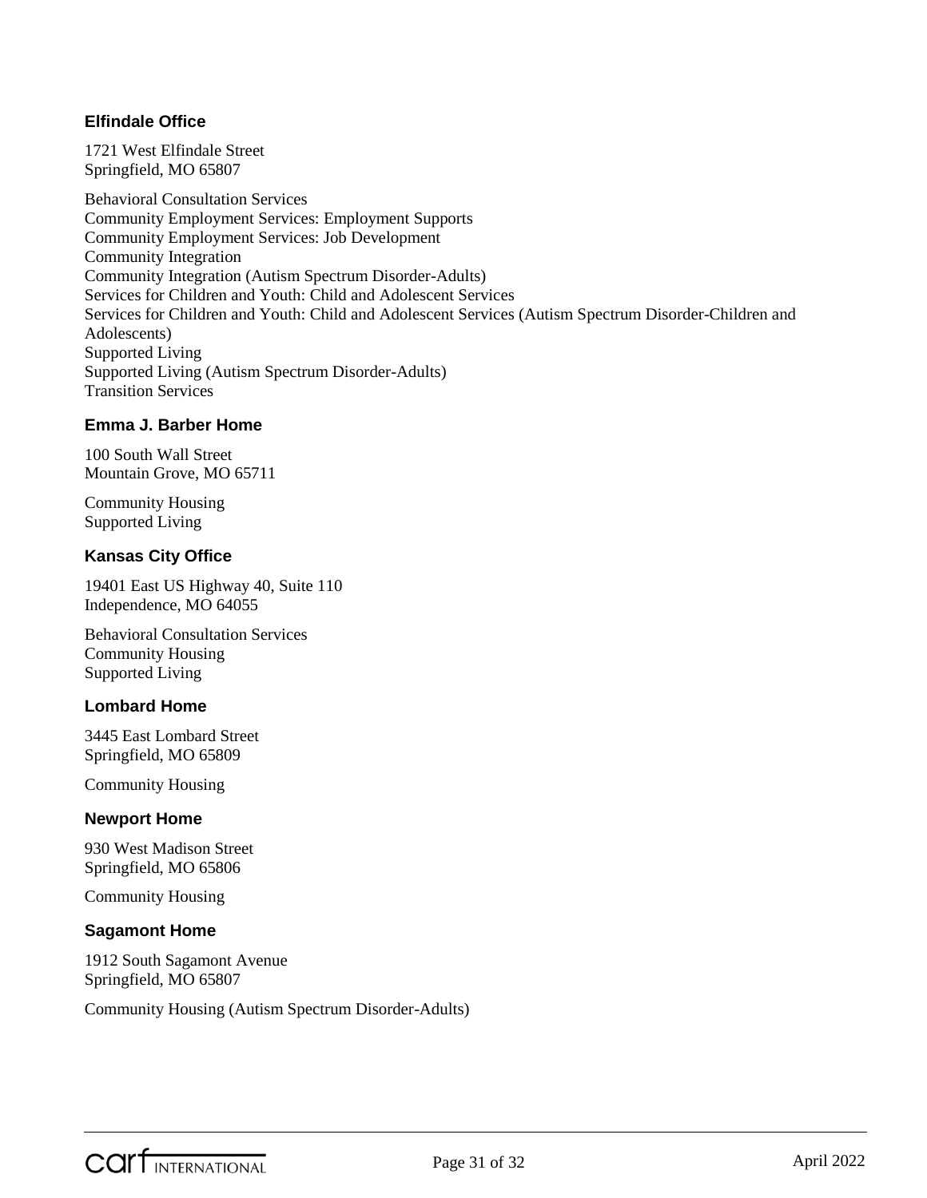### Elfindale Office

1721 West Elfindale Street
Springfield, MO 65807

Behavioral Consultation Services
Community Employment Services: Employment Supports
Community Employment Services: Job Development
Community Integration
Community Integration (Autism Spectrum Disorder-Adults)
Services for Children and Youth: Child and Adolescent Services
Services for Children and Youth: Child and Adolescent Services (Autism Spectrum Disorder-Children and Adolescents)
Supported Living
Supported Living (Autism Spectrum Disorder-Adults)
Transition Services

### Emma J. Barber Home

100 South Wall Street
Mountain Grove, MO 65711

Community Housing
Supported Living

### Kansas City Office

19401 East US Highway 40, Suite 110
Independence, MO 64055

Behavioral Consultation Services
Community Housing
Supported Living

### Lombard Home

3445 East Lombard Street
Springfield, MO 65809

Community Housing

### Newport Home

930 West Madison Street
Springfield, MO 65806

Community Housing

### Sagamont Home

1912 South Sagamont Avenue
Springfield, MO 65807

Community Housing (Autism Spectrum Disorder-Adults)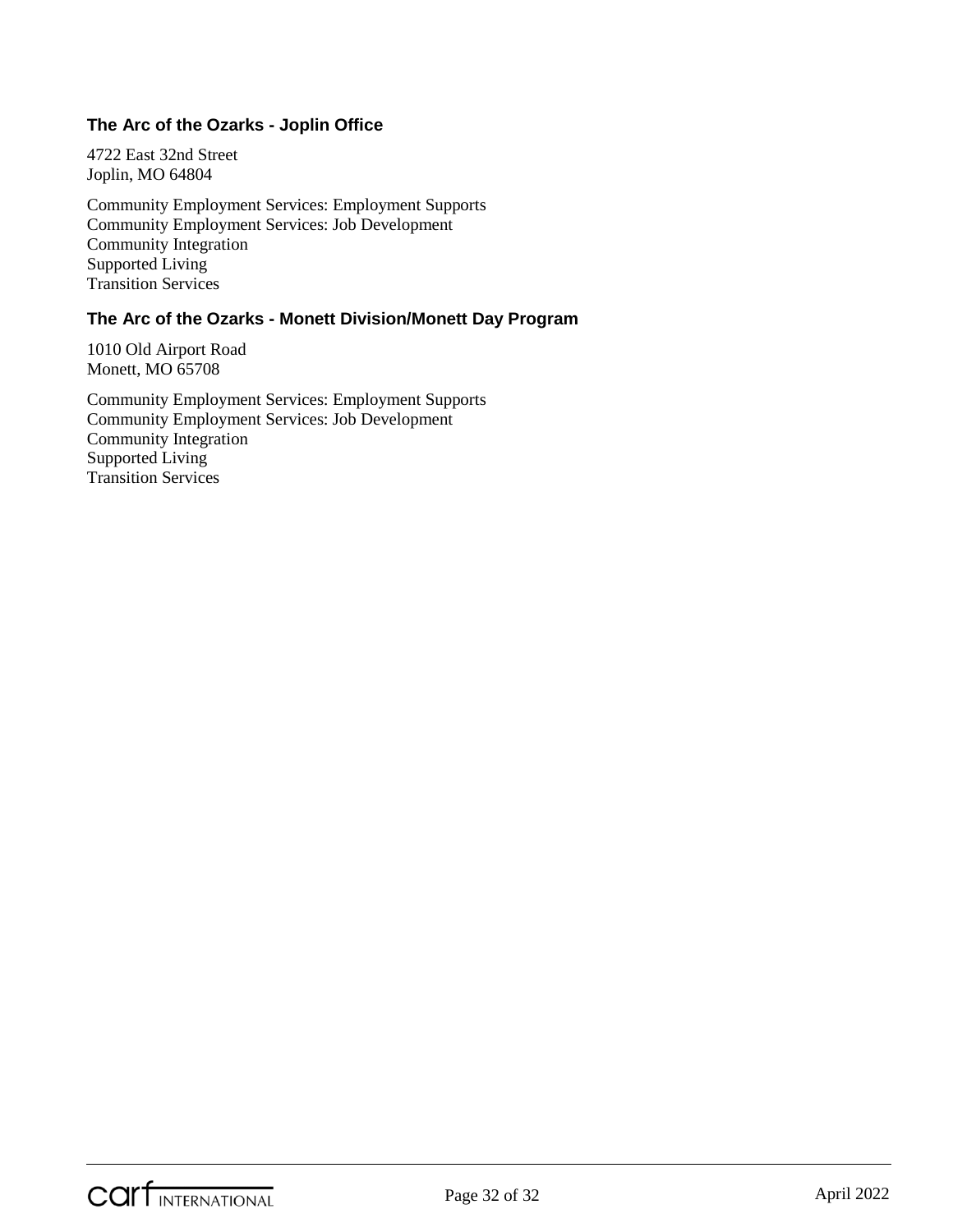### The Arc of the Ozarks - Joplin Office

4722 East 32nd Street
Joplin, MO 64804

Community Employment Services: Employment Supports
Community Employment Services: Job Development
Community Integration
Supported Living
Transition Services

### The Arc of the Ozarks - Monett Division/Monett Day Program

1010 Old Airport Road
Monett, MO 65708

Community Employment Services: Employment Supports
Community Employment Services: Job Development
Community Integration
Supported Living
Transition Services